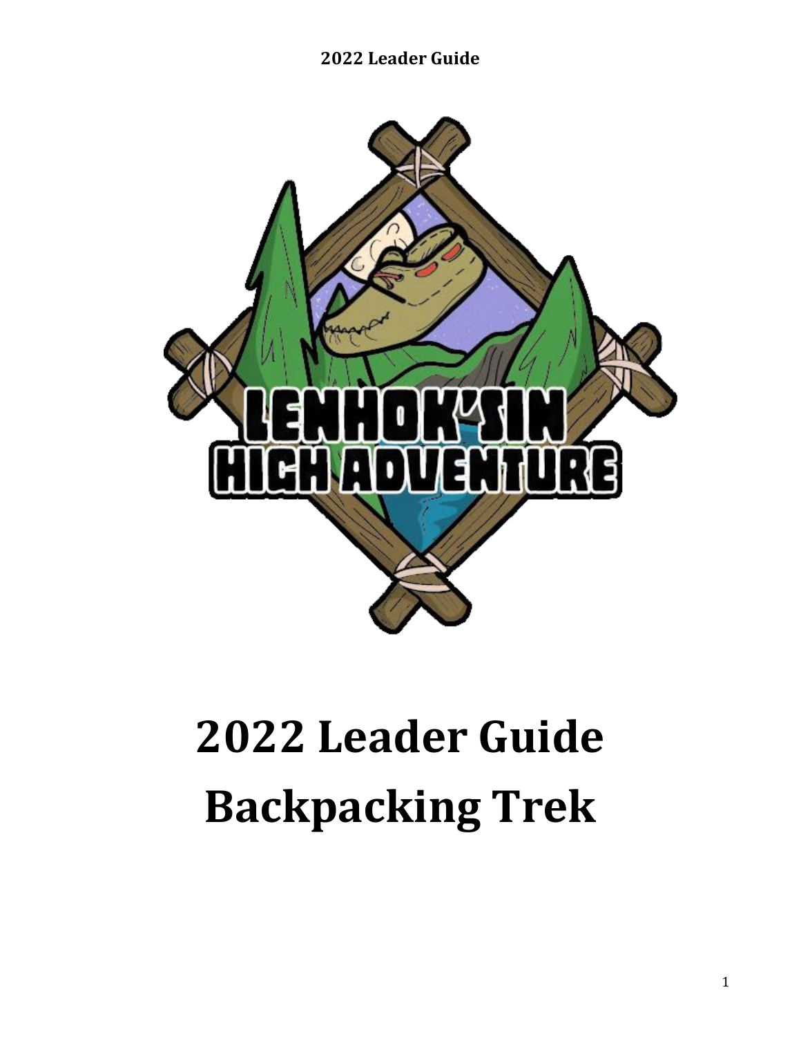# 2022 Leader Guide
# Backpacking Trek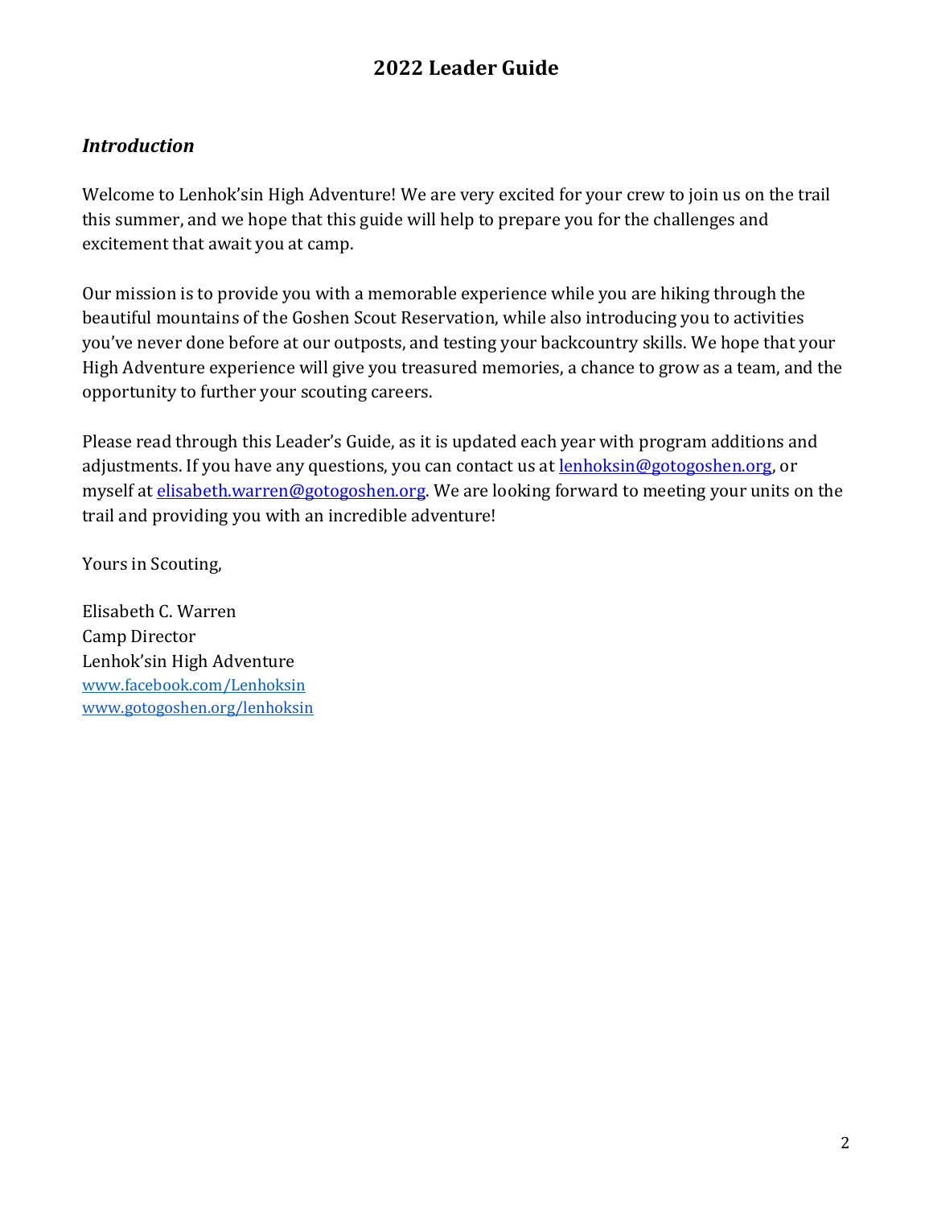## 2022 Leader Guide

### *Introduction*

Welcome to Lenhok'sin High Adventure! We are very excited for your crew to join us on the trail this summer, and we hope that this guide will help to prepare you for the challenges and excitement that await you at camp.

Our mission is to provide you with a memorable experience while you are hiking through the beautiful mountains of the Goshen Scout Reservation, while also introducing you to activities you've never done before at our outposts, and testing your backcountry skills. We hope that your High Adventure experience will give you treasured memories, a chance to grow as a team, and the opportunity to further your scouting careers.

Please read through this Leader's Guide, as it is updated each year with program additions and adjustments. If you have any questions, you can contact us at lenhoksin@gotogoshen.org, or myself at elisabeth.warren@gotogoshen.org. We are looking forward to meeting your units on the trail and providing you with an incredible adventure!

Yours in Scouting,

Elisabeth C. Warren
Camp Director
Lenhok'sin High Adventure
www.facebook.com/Lenhoksin
www.gotogoshen.org/lenhoksin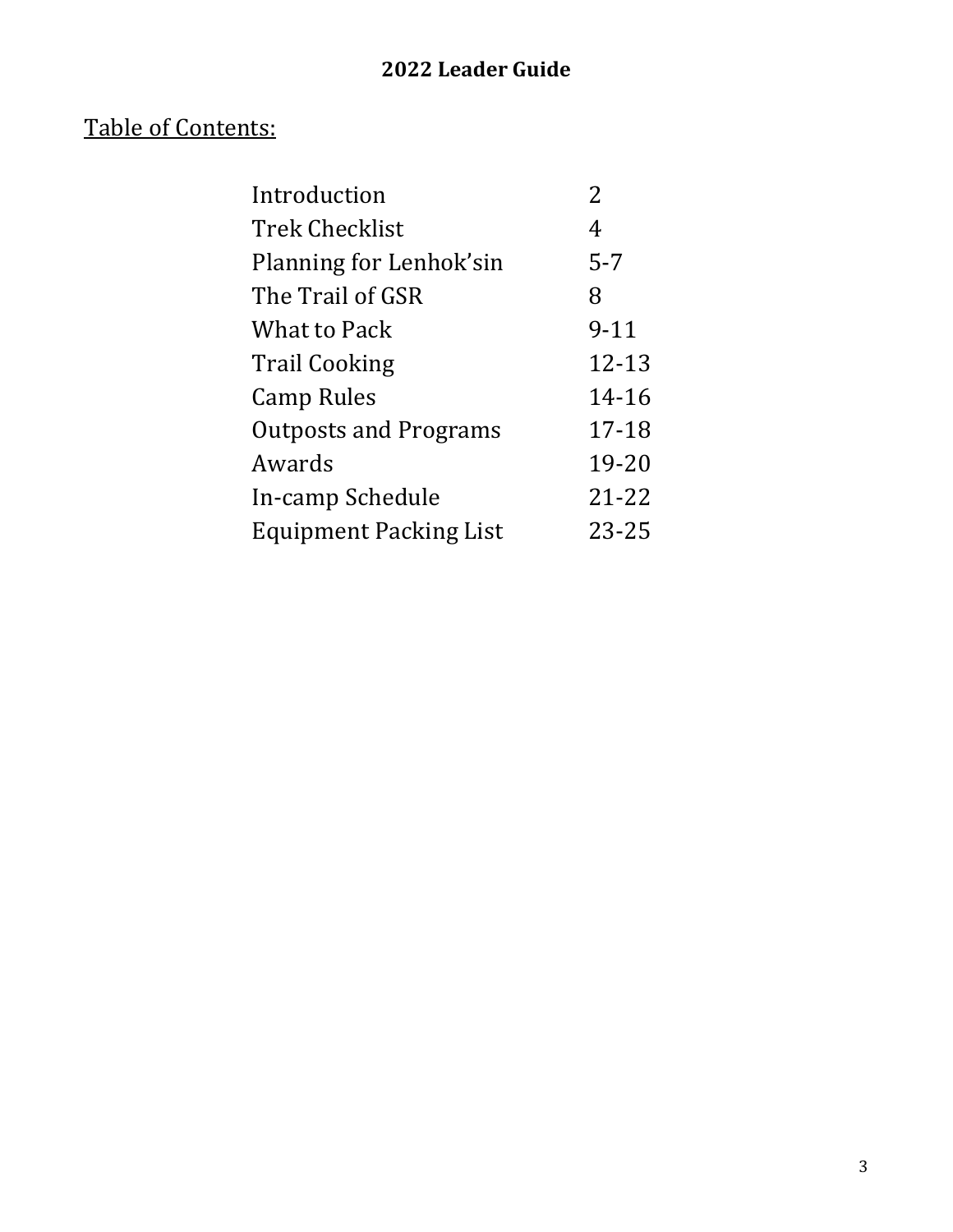# 2022 Leader Guide

## Table of Contents:

| | |
|---|---|
| Introduction | 2 |
| Trek Checklist | 4 |
| Planning for Lenhok'sin | 5-7 |
| The Trail of GSR | 8 |
| What to Pack | 9-11 |
| Trail Cooking | 12-13 |
| Camp Rules | 14-16 |
| Outposts and Programs | 17-18 |
| Awards | 19-20 |
| In-camp Schedule | 21-22 |
| Equipment Packing List | 23-25 |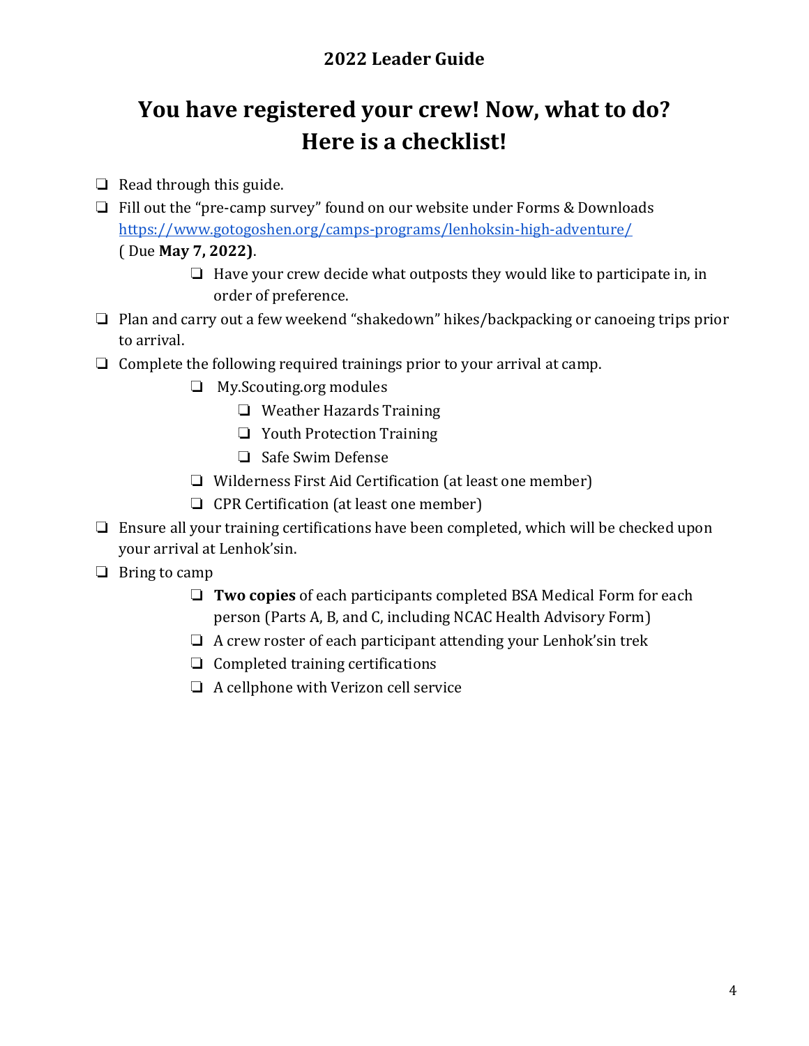## 2022 Leader Guide

# You have registered your crew! Now, what to do? Here is a checklist!

- ❏ Read through this guide.
- ❏ Fill out the “pre-camp survey” found on our website under Forms & Downloads https://www.gotogoshen.org/camps-programs/lenhoksin-high-adventure/ ( Due **May 7, 2022)**.
    - ❏ Have your crew decide what outposts they would like to participate in, in order of preference.
- ❏ Plan and carry out a few weekend “shakedown” hikes/backpacking or canoeing trips prior to arrival.
- ❏ Complete the following required trainings prior to your arrival at camp.
    - ❏ My.Scouting.org modules
        - ❏ Weather Hazards Training
        - ❏ Youth Protection Training
        - ❏ Safe Swim Defense
    - ❏ Wilderness First Aid Certification (at least one member)
    - ❏ CPR Certification (at least one member)
- ❏ Ensure all your training certifications have been completed, which will be checked upon your arrival at Lenhok’sin.
- ❏ Bring to camp
    - ❏ **Two copies** of each participants completed BSA Medical Form for each person (Parts A, B, and C, including NCAC Health Advisory Form)
    - ❏ A crew roster of each participant attending your Lenhok’sin trek
    - ❏ Completed training certifications
    - ❏ A cellphone with Verizon cell service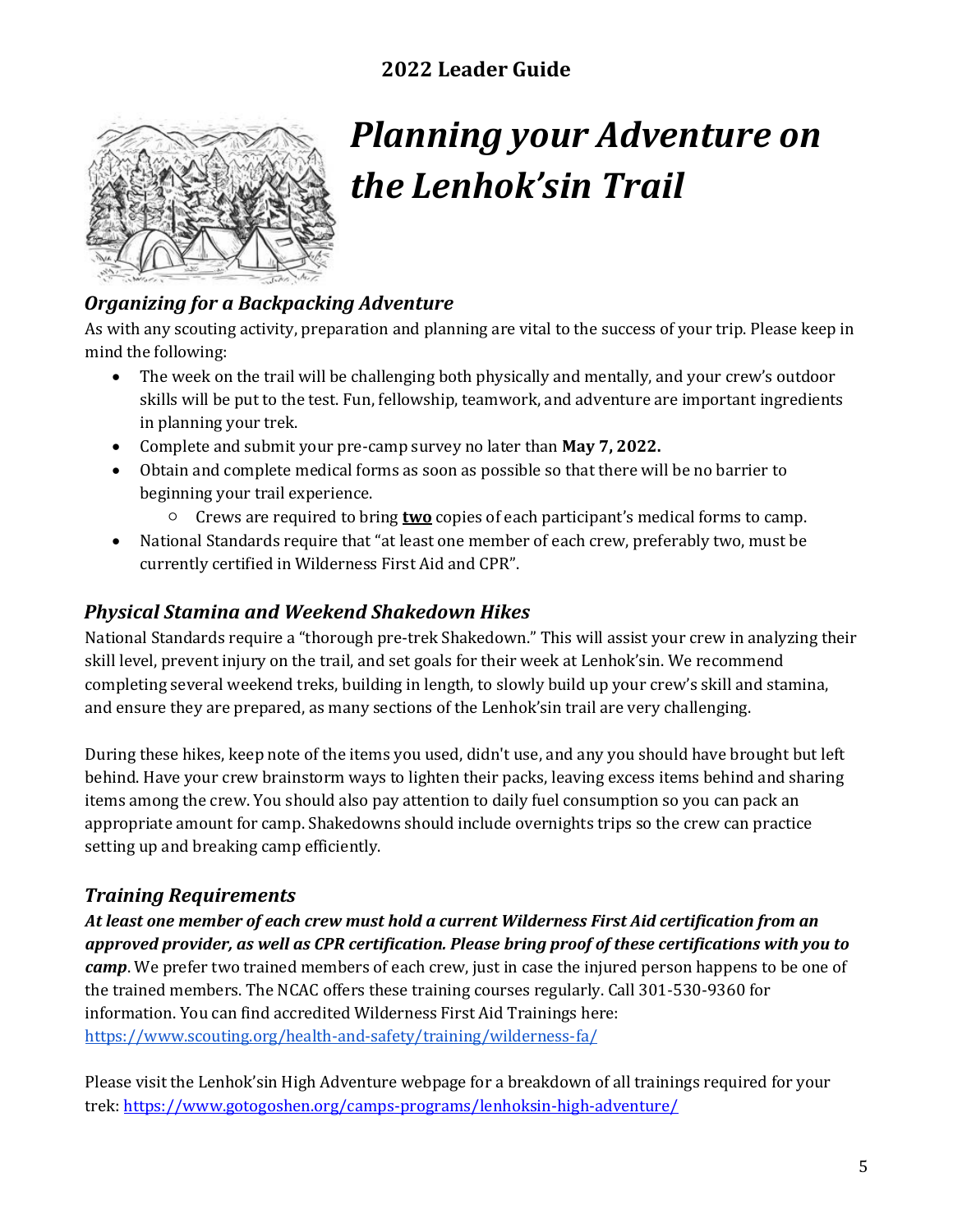# Planning your Adventure on the Lenhok'sin Trail

## *Organizing for a Backpacking Adventure*

As with any scouting activity, preparation and planning are vital to the success of your trip. Please keep in mind the following:

- The week on the trail will be challenging both physically and mentally, and your crew's outdoor skills will be put to the test. Fun, fellowship, teamwork, and adventure are important ingredients in planning your trek.
- Complete and submit your pre-camp survey no later than **May 7, 2022.**
- Obtain and complete medical forms as soon as possible so that there will be no barrier to beginning your trail experience.
  - Crews are required to bring **two** copies of each participant's medical forms to camp.
- National Standards require that "at least one member of each crew, preferably two, must be currently certified in Wilderness First Aid and CPR".

## *Physical Stamina and Weekend Shakedown Hikes*

National Standards require a "thorough pre-trek Shakedown." This will assist your crew in analyzing their skill level, prevent injury on the trail, and set goals for their week at Lenhok'sin. We recommend completing several weekend treks, building in length, to slowly build up your crew's skill and stamina, and ensure they are prepared, as many sections of the Lenhok'sin trail are very challenging.

During these hikes, keep note of the items you used, didn't use, and any you should have brought but left behind. Have your crew brainstorm ways to lighten their packs, leaving excess items behind and sharing items among the crew. You should also pay attention to daily fuel consumption so you can pack an appropriate amount for camp. Shakedowns should include overnights trips so the crew can practice setting up and breaking camp efficiently.

## *Training Requirements*

***At least one member of each crew must hold a current Wilderness First Aid certification from an approved provider, as well as CPR certification. Please bring proof of these certifications with you to camp***. We prefer two trained members of each crew, just in case the injured person happens to be one of the trained members. The NCAC offers these training courses regularly. Call 301-530-9360 for information. You can find accredited Wilderness First Aid Trainings here: https://www.scouting.org/health-and-safety/training/wilderness-fa/

Please visit the Lenhok'sin High Adventure webpage for a breakdown of all trainings required for your trek: https://www.gotogoshen.org/camps-programs/lenhoksin-high-adventure/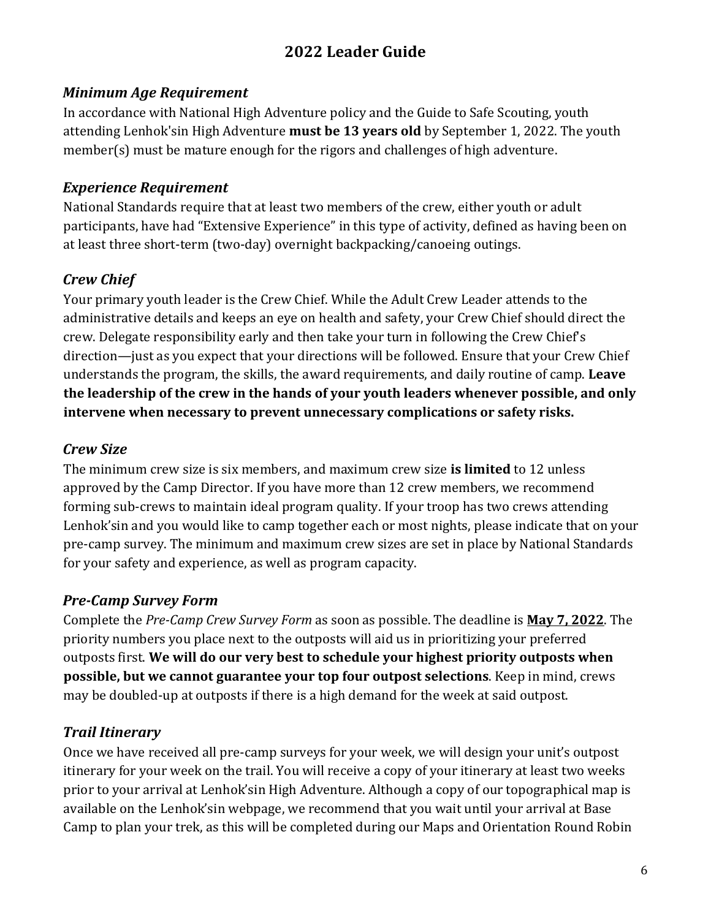# 2022 Leader Guide

### *Minimum Age Requirement*

In accordance with National High Adventure policy and the Guide to Safe Scouting, youth attending Lenhok'sin High Adventure **must be 13 years old** by September 1, 2022. The youth member(s) must be mature enough for the rigors and challenges of high adventure.

### *Experience Requirement*

National Standards require that at least two members of the crew, either youth or adult participants, have had "Extensive Experience" in this type of activity, defined as having been on at least three short-term (two-day) overnight backpacking/canoeing outings.

### *Crew Chief*

Your primary youth leader is the Crew Chief. While the Adult Crew Leader attends to the administrative details and keeps an eye on health and safety, your Crew Chief should direct the crew. Delegate responsibility early and then take your turn in following the Crew Chief's direction—just as you expect that your directions will be followed. Ensure that your Crew Chief understands the program, the skills, the award requirements, and daily routine of camp. **Leave the leadership of the crew in the hands of your youth leaders whenever possible, and only intervene when necessary to prevent unnecessary complications or safety risks.**

### *Crew Size*

The minimum crew size is six members, and maximum crew size **is limited** to 12 unless approved by the Camp Director. If you have more than 12 crew members, we recommend forming sub-crews to maintain ideal program quality. If your troop has two crews attending Lenhok'sin and you would like to camp together each or most nights, please indicate that on your pre-camp survey. The minimum and maximum crew sizes are set in place by National Standards for your safety and experience, as well as program capacity.

### *Pre-Camp Survey Form*

Complete the *Pre-Camp Crew Survey Form* as soon as possible. The deadline is **<u>May 7, 2022</u>**. The priority numbers you place next to the outposts will aid us in prioritizing your preferred outposts first. **We will do our very best to schedule your highest priority outposts when possible, but we cannot guarantee your top four outpost selections**. Keep in mind, crews may be doubled-up at outposts if there is a high demand for the week at said outpost.

### *Trail Itinerary*

Once we have received all pre-camp surveys for your week, we will design your unit's outpost itinerary for your week on the trail. You will receive a copy of your itinerary at least two weeks prior to your arrival at Lenhok'sin High Adventure. Although a copy of our topographical map is available on the Lenhok'sin webpage, we recommend that you wait until your arrival at Base Camp to plan your trek, as this will be completed during our Maps and Orientation Round Robin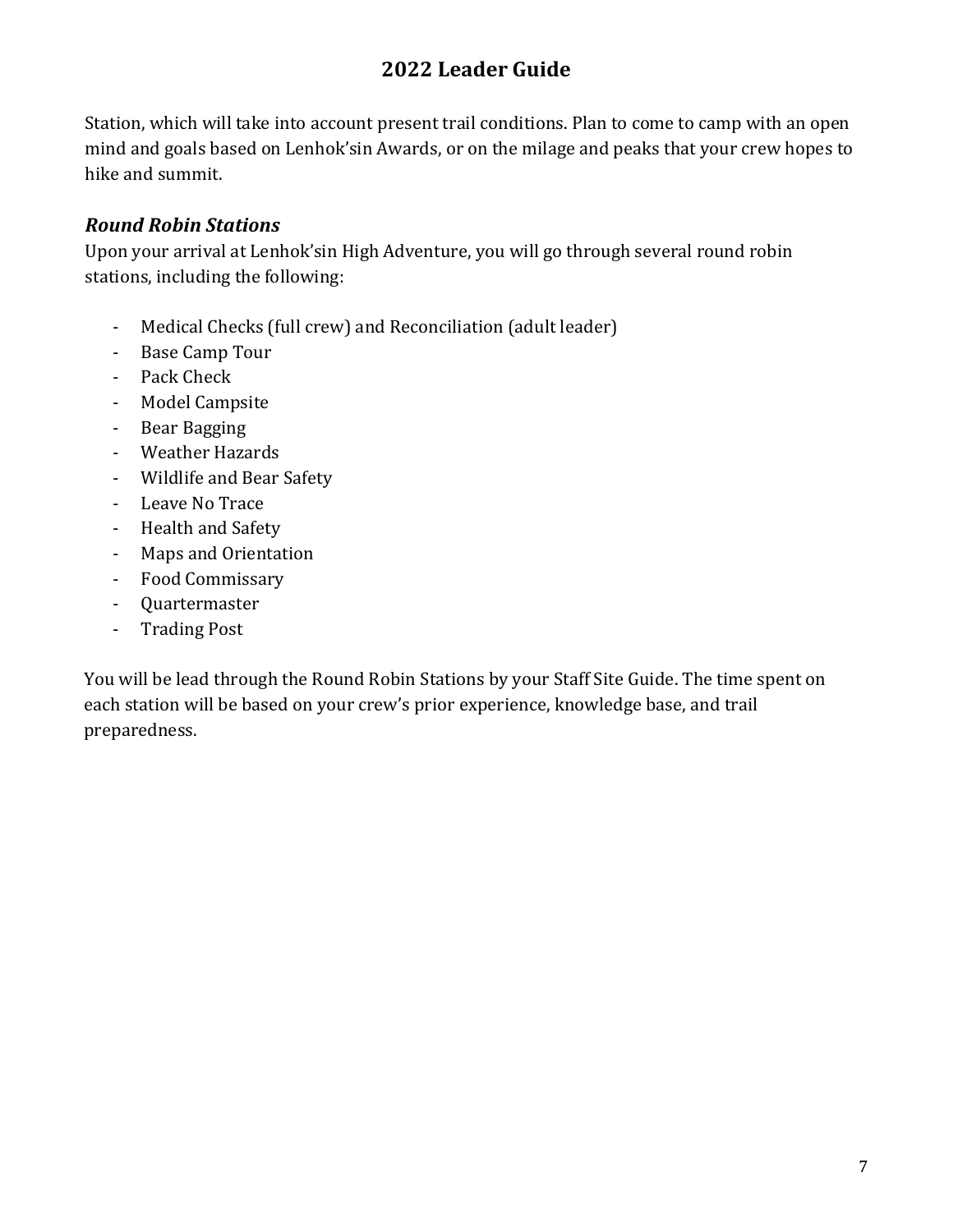Station, which will take into account present trail conditions. Plan to come to camp with an open mind and goals based on Lenhok'sin Awards, or on the milage and peaks that your crew hopes to hike and summit.

### *Round Robin Stations*

Upon your arrival at Lenhok'sin High Adventure, you will go through several round robin stations, including the following:

- Medical Checks (full crew) and Reconciliation (adult leader)
- Base Camp Tour
- Pack Check
- Model Campsite
- Bear Bagging
- Weather Hazards
- Wildlife and Bear Safety
- Leave No Trace
- Health and Safety
- Maps and Orientation
- Food Commissary
- Quartermaster
- Trading Post

You will be lead through the Round Robin Stations by your Staff Site Guide. The time spent on each station will be based on your crew's prior experience, knowledge base, and trail preparedness.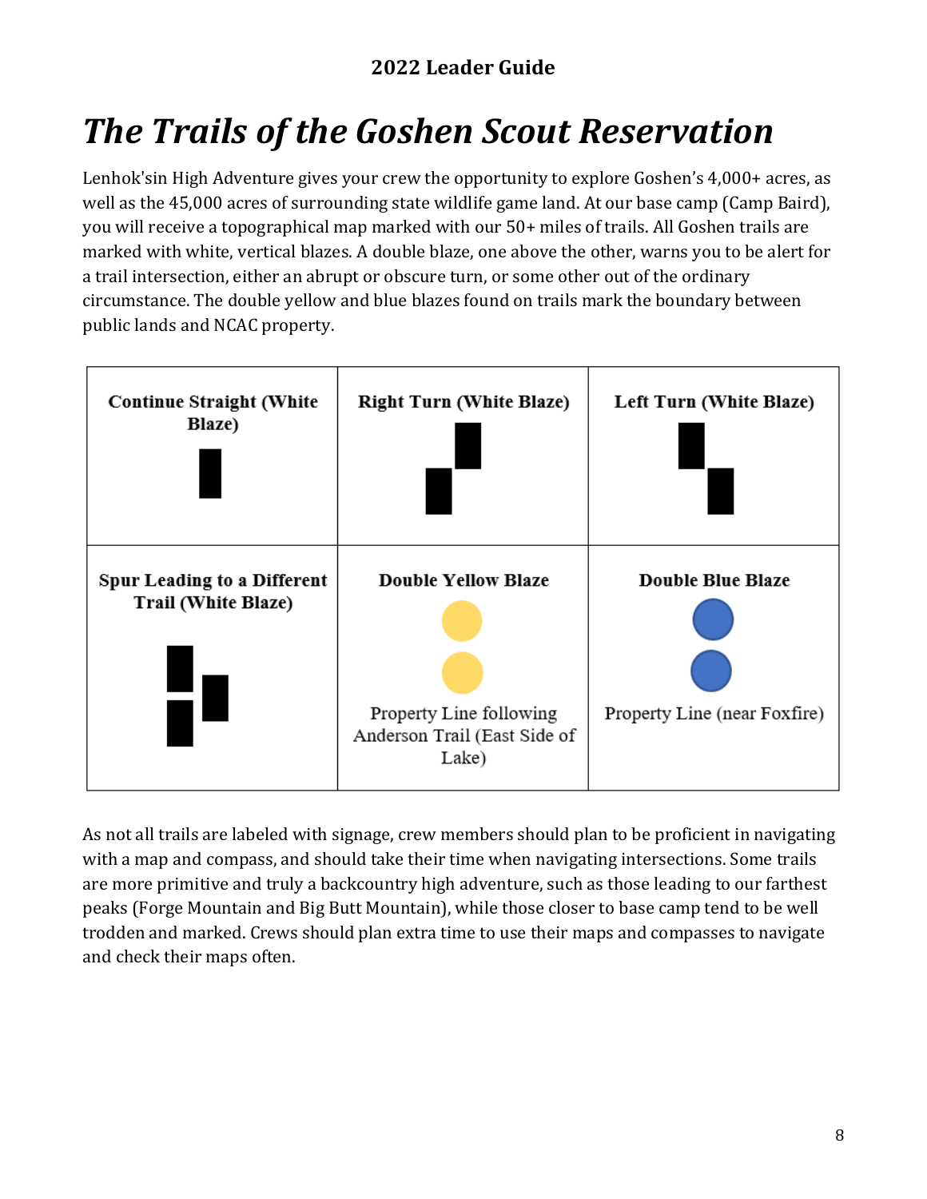# The Trails of the Goshen Scout Reservation

Lenhok'sin High Adventure gives your crew the opportunity to explore Goshen's 4,000+ acres, as well as the 45,000 acres of surrounding state wildlife game land. At our base camp (Camp Baird), you will receive a topographical map marked with our 50+ miles of trails. All Goshen trails are marked with white, vertical blazes. A double blaze, one above the other, warns you to be alert for a trail intersection, either an abrupt or obscure turn, or some other out of the ordinary circumstance. The double yellow and blue blazes found on trails mark the boundary between public lands and NCAC property.

| **Continue Straight (White Blaze)** | **Right Turn (White Blaze)** | **Left Turn (White Blaze)** |
| --- | --- | --- |
| **Spur Leading to a Different Trail (White Blaze)** | **Double Yellow Blaze** Property Line following Anderson Trail (East Side of Lake) | **Double Blue Blaze** Property Line (near Foxfire) |

As not all trails are labeled with signage, crew members should plan to be proficient in navigating with a map and compass, and should take their time when navigating intersections. Some trails are more primitive and truly a backcountry high adventure, such as those leading to our farthest peaks (Forge Mountain and Big Butt Mountain), while those closer to base camp tend to be well trodden and marked. Crews should plan extra time to use their maps and compasses to navigate and check their maps often.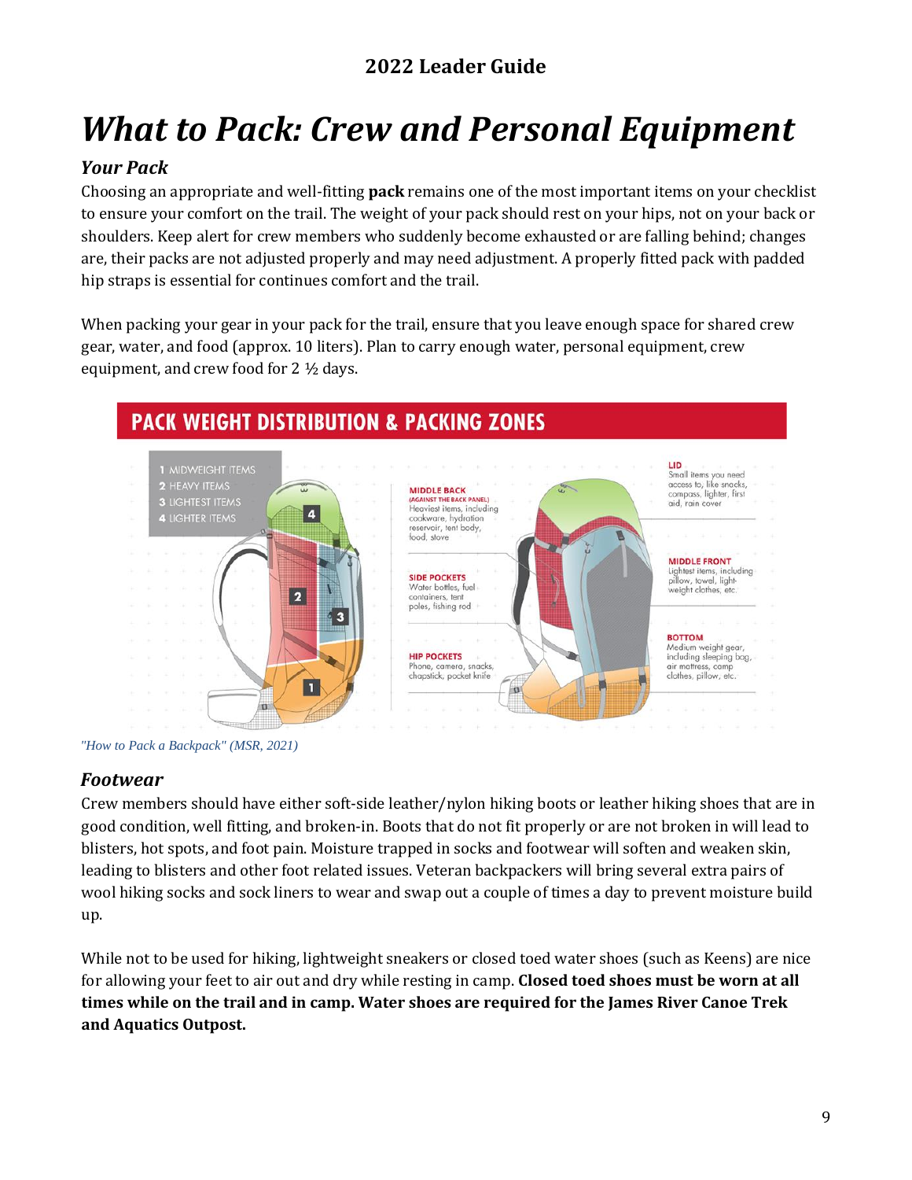# What to Pack: Crew and Personal Equipment

### Your Pack

Choosing an appropriate and well-fitting **pack** remains one of the most important items on your checklist to ensure your comfort on the trail. The weight of your pack should rest on your hips, not on your back or shoulders. Keep alert for crew members who suddenly become exhausted or are falling behind; changes are, their packs are not adjusted properly and may need adjustment. A properly fitted pack with padded hip straps is essential for continues comfort and the trail.

When packing your gear in your pack for the trail, ensure that you leave enough space for shared crew gear, water, and food (approx. 10 liters). Plan to carry enough water, personal equipment, crew equipment, and crew food for 2 ½ days.

**PACK WEIGHT DISTRIBUTION & PACKING ZONES**

1 MIDWEIGHT ITEMS
2 HEAVY ITEMS
3 LIGHTEST ITEMS
4 LIGHTER ITEMS

**MIDDLE BACK** (AGAINST THE BACK PANEL)
Heaviest items, including cookware, hydration reservoir, tent body, food, stove

**SIDE POCKETS**
Water bottles, fuel containers, tent poles, fishing rod

**HIP POCKETS**
Phone, camera, snacks, chapstick, pocket knife

**LID**
Small items you need access to, like snacks, compass, lighter, first aid, rain cover

**MIDDLE FRONT**
Lightest items, including pillow, towel, light-weight clothes, etc.

**BOTTOM**
Medium weight gear, including sleeping bag, air mattress, camp clothes, pillow, etc.

*"How to Pack a Backpack" (MSR, 2021)*

### Footwear

Crew members should have either soft-side leather/nylon hiking boots or leather hiking shoes that are in good condition, well fitting, and broken-in. Boots that do not fit properly or are not broken in will lead to blisters, hot spots, and foot pain. Moisture trapped in socks and footwear will soften and weaken skin, leading to blisters and other foot related issues. Veteran backpackers will bring several extra pairs of wool hiking socks and sock liners to wear and swap out a couple of times a day to prevent moisture build up.

While not to be used for hiking, lightweight sneakers or closed toed water shoes (such as Keens) are nice for allowing your feet to air out and dry while resting in camp. **Closed toed shoes must be worn at all times while on the trail and in camp. Water shoes are required for the James River Canoe Trek and Aquatics Outpost.**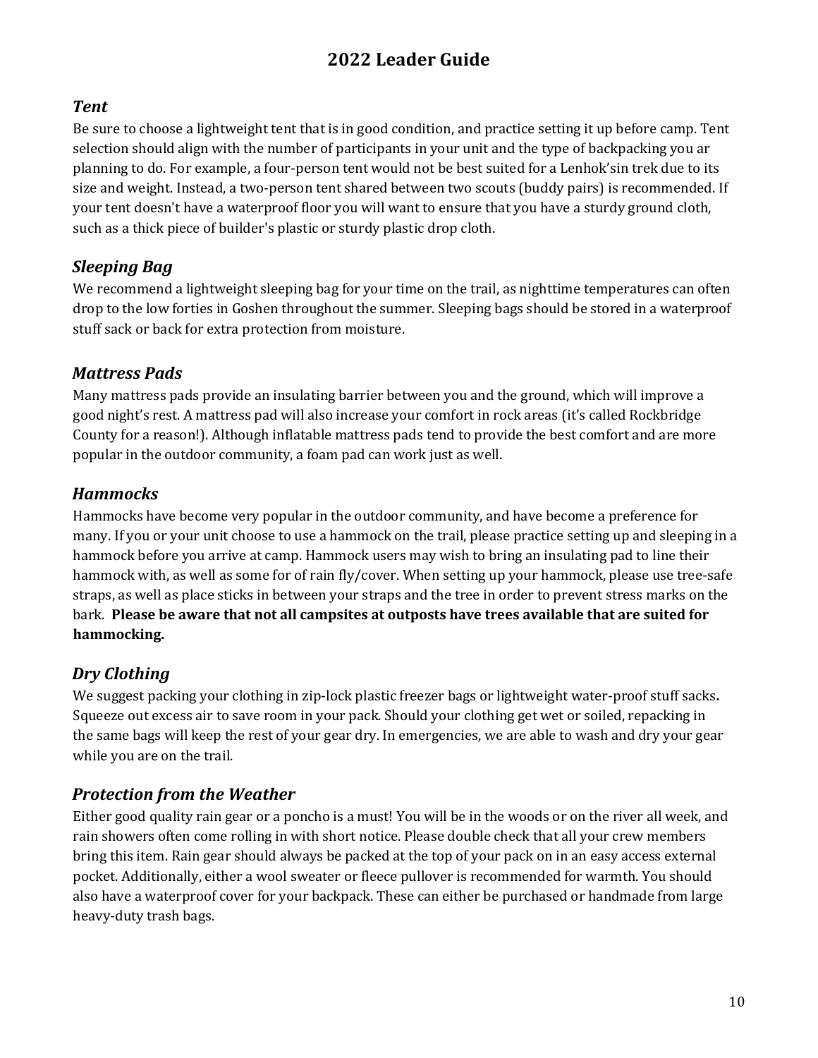### *Tent*

Be sure to choose a lightweight tent that is in good condition, and practice setting it up before camp. Tent selection should align with the number of participants in your unit and the type of backpacking you ar planning to do. For example, a four-person tent would not be best suited for a Lenhok'sin trek due to its size and weight. Instead, a two-person tent shared between two scouts (buddy pairs) is recommended. If your tent doesn't have a waterproof floor you will want to ensure that you have a sturdy ground cloth, such as a thick piece of builder's plastic or sturdy plastic drop cloth.

### *Sleeping Bag*

We recommend a lightweight sleeping bag for your time on the trail, as nighttime temperatures can often drop to the low forties in Goshen throughout the summer. Sleeping bags should be stored in a waterproof stuff sack or back for extra protection from moisture.

### *Mattress Pads*

Many mattress pads provide an insulating barrier between you and the ground, which will improve a good night's rest. A mattress pad will also increase your comfort in rock areas (it's called Rockbridge County for a reason!). Although inflatable mattress pads tend to provide the best comfort and are more popular in the outdoor community, a foam pad can work just as well.

### *Hammocks*

Hammocks have become very popular in the outdoor community, and have become a preference for many. If you or your unit choose to use a hammock on the trail, please practice setting up and sleeping in a hammock before you arrive at camp. Hammock users may wish to bring an insulating pad to line their hammock with, as well as some for of rain fly/cover. When setting up your hammock, please use tree-safe straps, as well as place sticks in between your straps and the tree in order to prevent stress marks on the bark. **Please be aware that not all campsites at outposts have trees available that are suited for hammocking.**

### *Dry Clothing*

We suggest packing your clothing in zip-lock plastic freezer bags or lightweight water-proof stuff sacks**.** Squeeze out excess air to save room in your pack. Should your clothing get wet or soiled, repacking in the same bags will keep the rest of your gear dry. In emergencies, we are able to wash and dry your gear while you are on the trail.

### *Protection from the Weather*

Either good quality rain gear or a poncho is a must! You will be in the woods or on the river all week, and rain showers often come rolling in with short notice. Please double check that all your crew members bring this item. Rain gear should always be packed at the top of your pack on in an easy access external pocket. Additionally, either a wool sweater or fleece pullover is recommended for warmth. You should also have a waterproof cover for your backpack. These can either be purchased or handmade from large heavy-duty trash bags.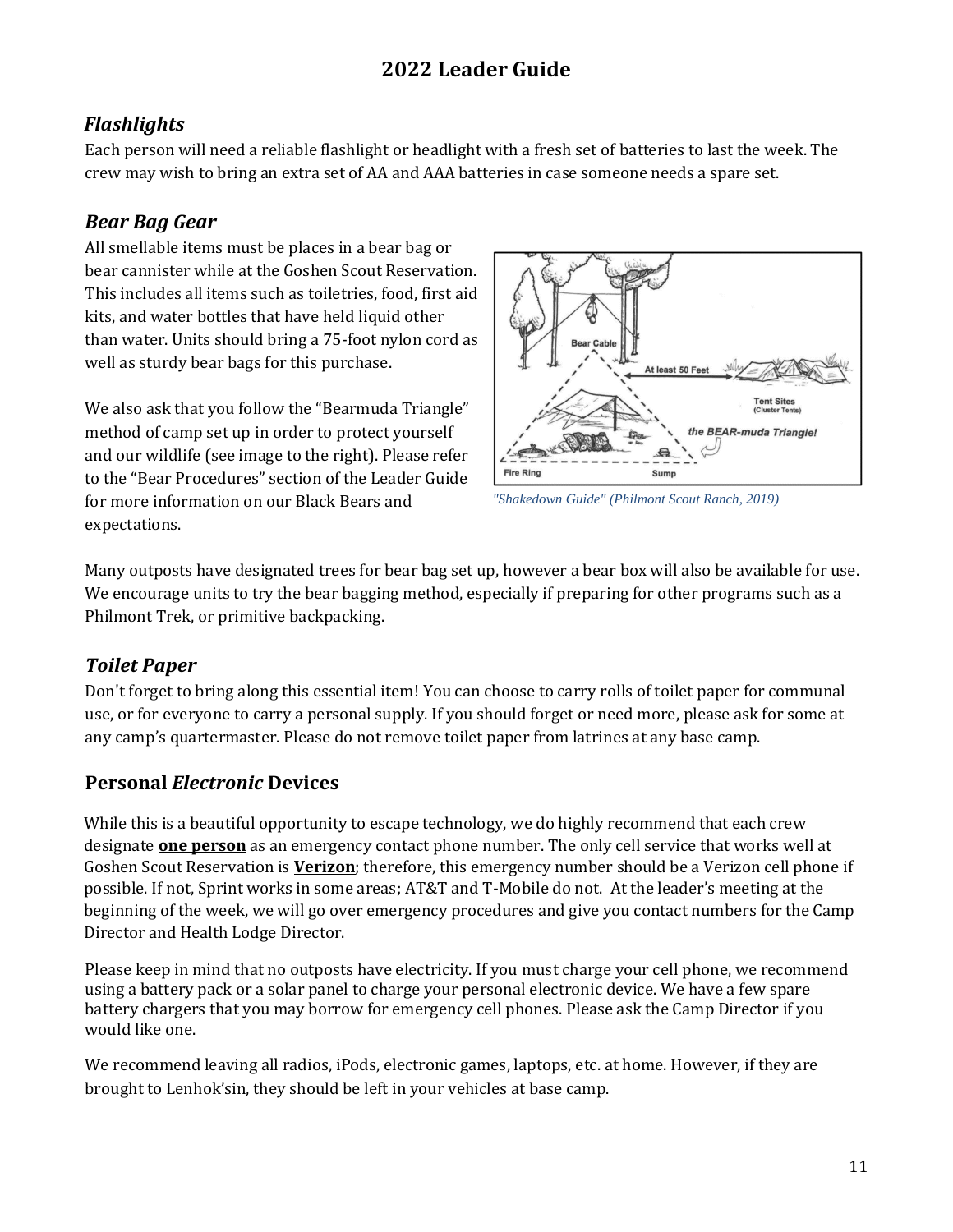### *Flashlights*

Each person will need a reliable flashlight or headlight with a fresh set of batteries to last the week. The crew may wish to bring an extra set of AA and AAA batteries in case someone needs a spare set.

### *Bear Bag Gear*

All smellable items must be places in a bear bag or bear cannister while at the Goshen Scout Reservation. This includes all items such as toiletries, food, first aid kits, and water bottles that have held liquid other than water. Units should bring a 75-foot nylon cord as well as sturdy bear bags for this purchase.

We also ask that you follow the "Bearmuda Triangle" method of camp set up in order to protect yourself and our wildlife (see image to the right). Please refer to the "Bear Procedures" section of the Leader Guide for more information on our Black Bears and expectations.

*"Shakedown Guide" (Philmont Scout Ranch, 2019)*

Many outposts have designated trees for bear bag set up, however a bear box will also be available for use. We encourage units to try the bear bagging method, especially if preparing for other programs such as a Philmont Trek, or primitive backpacking.

### *Toilet Paper*

Don't forget to bring along this essential item! You can choose to carry rolls of toilet paper for communal use, or for everyone to carry a personal supply. If you should forget or need more, please ask for some at any camp's quartermaster. Please do not remove toilet paper from latrines at any base camp.

## Personal *Electronic* Devices

While this is a beautiful opportunity to escape technology, we do highly recommend that each crew designate **one person** as an emergency contact phone number. The only cell service that works well at Goshen Scout Reservation is **Verizon**; therefore, this emergency number should be a Verizon cell phone if possible. If not, Sprint works in some areas; AT&T and T-Mobile do not. At the leader's meeting at the beginning of the week, we will go over emergency procedures and give you contact numbers for the Camp Director and Health Lodge Director.

Please keep in mind that no outposts have electricity. If you must charge your cell phone, we recommend using a battery pack or a solar panel to charge your personal electronic device. We have a few spare battery chargers that you may borrow for emergency cell phones. Please ask the Camp Director if you would like one.

We recommend leaving all radios, iPods, electronic games, laptops, etc. at home. However, if they are brought to Lenhok'sin, they should be left in your vehicles at base camp.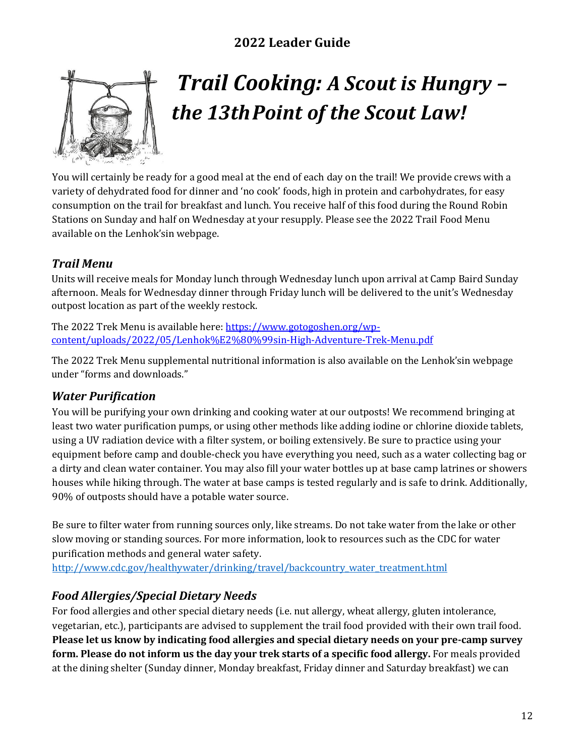# *Trail Cooking: A Scout is Hungry – the 13th Point of the Scout Law!*

You will certainly be ready for a good meal at the end of each day on the trail! We provide crews with a variety of dehydrated food for dinner and 'no cook' foods, high in protein and carbohydrates, for easy consumption on the trail for breakfast and lunch. You receive half of this food during the Round Robin Stations on Sunday and half on Wednesday at your resupply. Please see the 2022 Trail Food Menu available on the Lenhok'sin webpage.

## *Trail Menu*

Units will receive meals for Monday lunch through Wednesday lunch upon arrival at Camp Baird Sunday afternoon. Meals for Wednesday dinner through Friday lunch will be delivered to the unit's Wednesday outpost location as part of the weekly restock.

The 2022 Trek Menu is available here: [https://www.gotogoshen.org/wp-content/uploads/2022/05/Lenhok%E2%80%99sin-High-Adventure-Trek-Menu.pdf](https://www.gotogoshen.org/wp-content/uploads/2022/05/Lenhok%E2%80%99sin-High-Adventure-Trek-Menu.pdf)

The 2022 Trek Menu supplemental nutritional information is also available on the Lenhok'sin webpage under "forms and downloads."

## *Water Purification*

You will be purifying your own drinking and cooking water at our outposts! We recommend bringing at least two water purification pumps, or using other methods like adding iodine or chlorine dioxide tablets, using a UV radiation device with a filter system, or boiling extensively. Be sure to practice using your equipment before camp and double-check you have everything you need, such as a water collecting bag or a dirty and clean water container. You may also fill your water bottles up at base camp latrines or showers houses while hiking through. The water at base camps is tested regularly and is safe to drink. Additionally, 90% of outposts should have a potable water source.

Be sure to filter water from running sources only, like streams. Do not take water from the lake or other slow moving or standing sources. For more information, look to resources such as the CDC for water purification methods and general water safety.
[http://www.cdc.gov/healthywater/drinking/travel/backcountry_water_treatment.html](http://www.cdc.gov/healthywater/drinking/travel/backcountry_water_treatment.html)

## *Food Allergies/Special Dietary Needs*

For food allergies and other special dietary needs (i.e. nut allergy, wheat allergy, gluten intolerance, vegetarian, etc.), participants are advised to supplement the trail food provided with their own trail food. **Please let us know by indicating food allergies and special dietary needs on your pre-camp survey form. Please do not inform us the day your trek starts of a specific food allergy.** For meals provided at the dining shelter (Sunday dinner, Monday breakfast, Friday dinner and Saturday breakfast) we can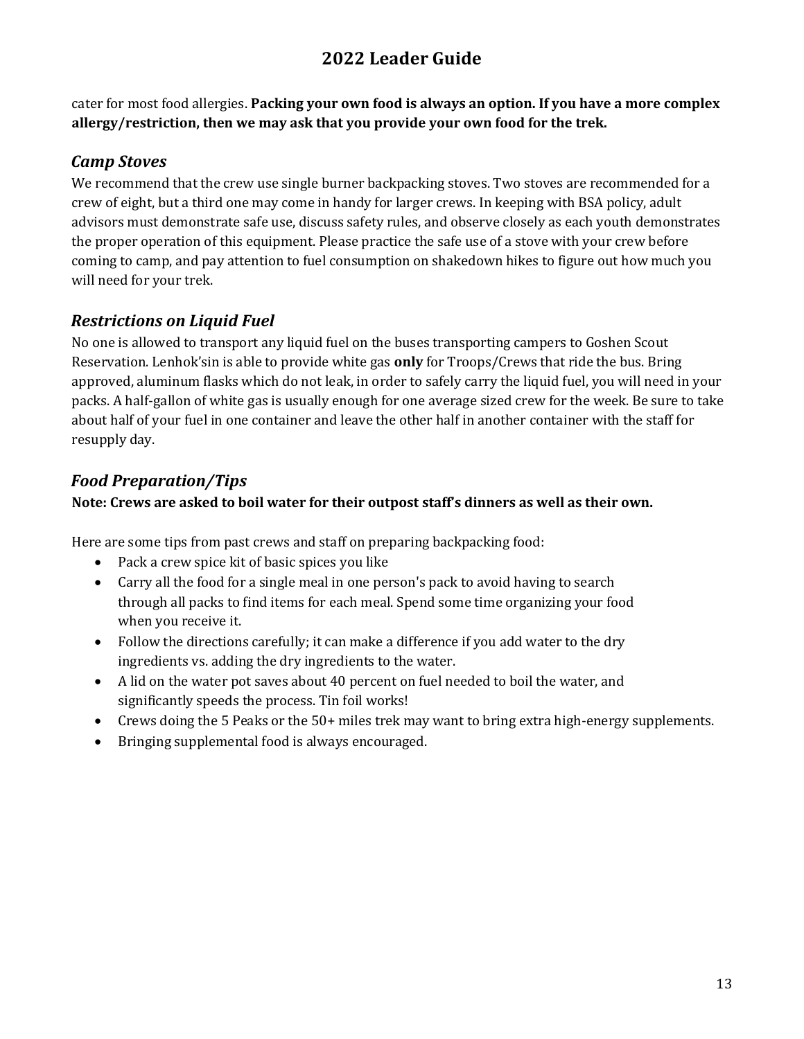cater for most food allergies. **Packing your own food is always an option. If you have a more complex allergy/restriction, then we may ask that you provide your own food for the trek.**

### *Camp Stoves*

We recommend that the crew use single burner backpacking stoves. Two stoves are recommended for a crew of eight, but a third one may come in handy for larger crews. In keeping with BSA policy, adult advisors must demonstrate safe use, discuss safety rules, and observe closely as each youth demonstrates the proper operation of this equipment. Please practice the safe use of a stove with your crew before coming to camp, and pay attention to fuel consumption on shakedown hikes to figure out how much you will need for your trek.

### *Restrictions on Liquid Fuel*

No one is allowed to transport any liquid fuel on the buses transporting campers to Goshen Scout Reservation. Lenhok'sin is able to provide white gas **only** for Troops/Crews that ride the bus. Bring approved, aluminum flasks which do not leak, in order to safely carry the liquid fuel, you will need in your packs. A half-gallon of white gas is usually enough for one average sized crew for the week. Be sure to take about half of your fuel in one container and leave the other half in another container with the staff for resupply day.

### *Food Preparation/Tips*

**Note: Crews are asked to boil water for their outpost staff's dinners as well as their own.**

Here are some tips from past crews and staff on preparing backpacking food:

- Pack a crew spice kit of basic spices you like
- Carry all the food for a single meal in one person's pack to avoid having to search through all packs to find items for each meal. Spend some time organizing your food when you receive it.
- Follow the directions carefully; it can make a difference if you add water to the dry ingredients vs. adding the dry ingredients to the water.
- A lid on the water pot saves about 40 percent on fuel needed to boil the water, and significantly speeds the process. Tin foil works!
- Crews doing the 5 Peaks or the 50+ miles trek may want to bring extra high-energy supplements.
- Bringing supplemental food is always encouraged.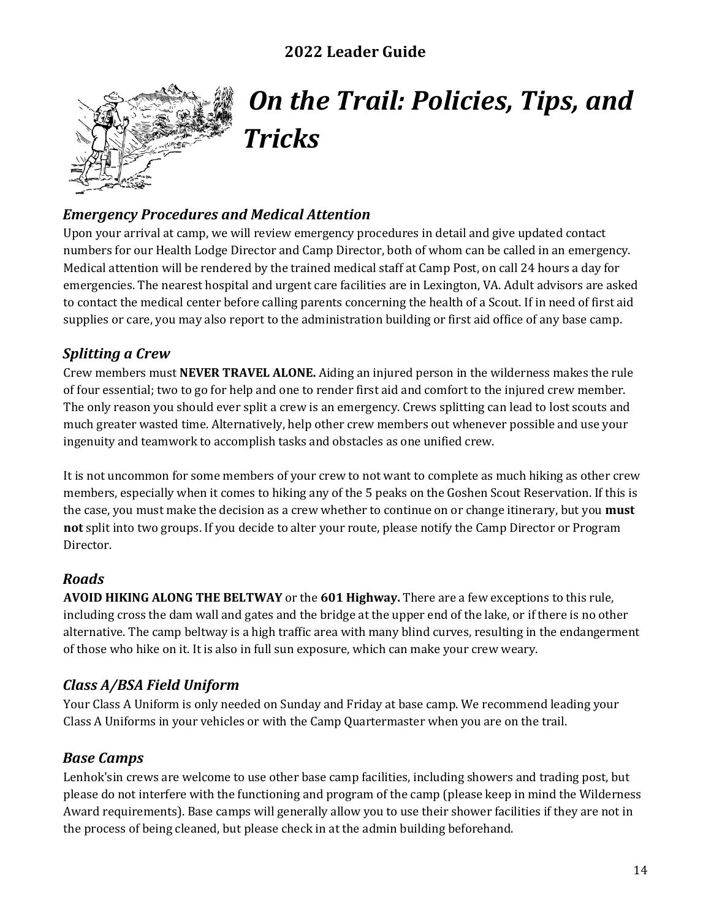# On the Trail: Policies, Tips, and Tricks

### *Emergency Procedures and Medical Attention*

Upon your arrival at camp, we will review emergency procedures in detail and give updated contact numbers for our Health Lodge Director and Camp Director, both of whom can be called in an emergency. Medical attention will be rendered by the trained medical staff at Camp Post, on call 24 hours a day for emergencies. The nearest hospital and urgent care facilities are in Lexington, VA. Adult advisors are asked to contact the medical center before calling parents concerning the health of a Scout. If in need of first aid supplies or care, you may also report to the administration building or first aid office of any base camp.

### *Splitting a Crew*

Crew members must **NEVER TRAVEL ALONE.** Aiding an injured person in the wilderness makes the rule of four essential; two to go for help and one to render first aid and comfort to the injured crew member. The only reason you should ever split a crew is an emergency. Crews splitting can lead to lost scouts and much greater wasted time. Alternatively, help other crew members out whenever possible and use your ingenuity and teamwork to accomplish tasks and obstacles as one unified crew.

It is not uncommon for some members of your crew to not want to complete as much hiking as other crew members, especially when it comes to hiking any of the 5 peaks on the Goshen Scout Reservation. If this is the case, you must make the decision as a crew whether to continue on or change itinerary, but you **must not** split into two groups. If you decide to alter your route, please notify the Camp Director or Program Director.

### *Roads*

**AVOID HIKING ALONG THE BELTWAY** or the **601 Highway.** There are a few exceptions to this rule, including cross the dam wall and gates and the bridge at the upper end of the lake, or if there is no other alternative. The camp beltway is a high traffic area with many blind curves, resulting in the endangerment of those who hike on it. It is also in full sun exposure, which can make your crew weary.

### *Class A/BSA Field Uniform*

Your Class A Uniform is only needed on Sunday and Friday at base camp. We recommend leading your Class A Uniforms in your vehicles or with the Camp Quartermaster when you are on the trail.

### *Base Camps*

Lenhok'sin crews are welcome to use other base camp facilities, including showers and trading post, but please do not interfere with the functioning and program of the camp (please keep in mind the Wilderness Award requirements). Base camps will generally allow you to use their shower facilities if they are not in the process of being cleaned, but please check in at the admin building beforehand.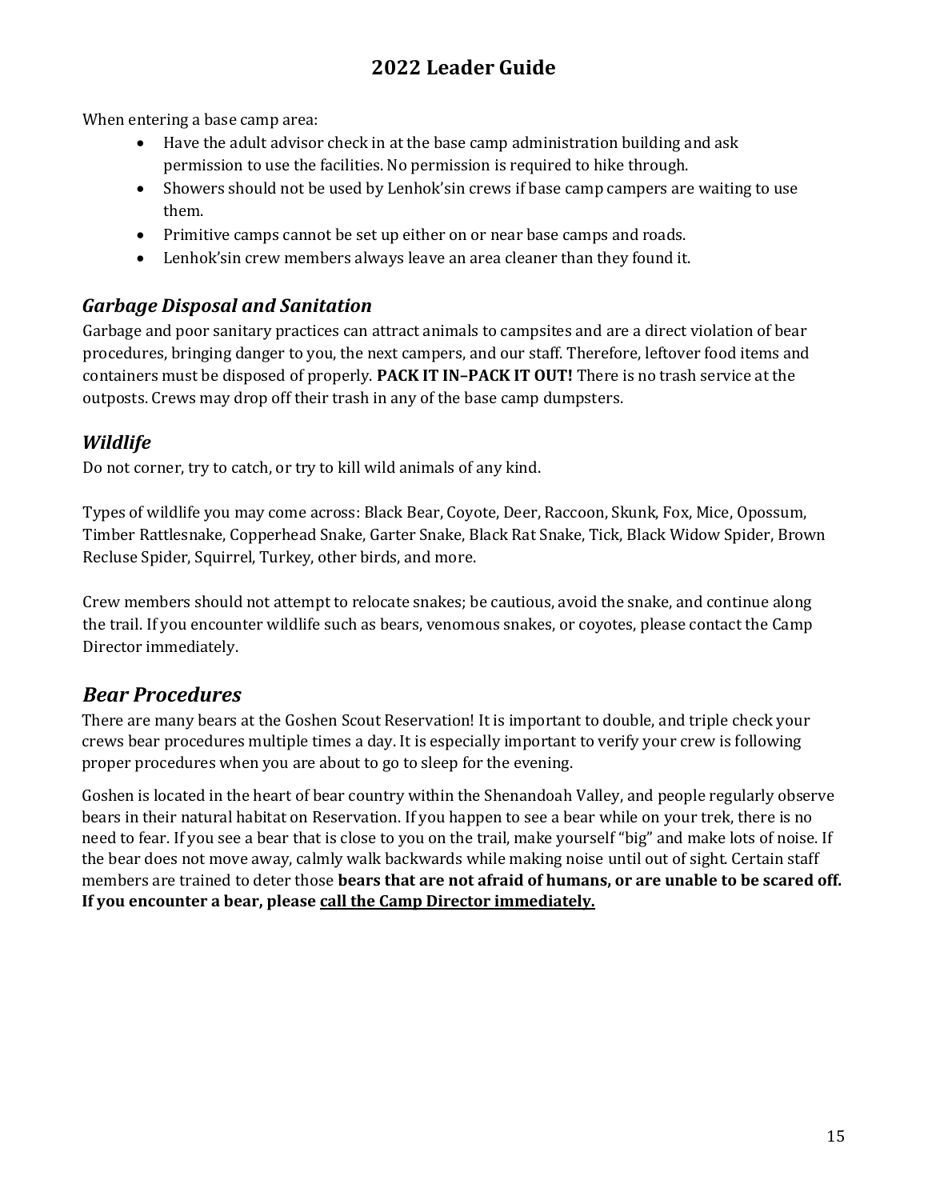When entering a base camp area:

- Have the adult advisor check in at the base camp administration building and ask permission to use the facilities. No permission is required to hike through.
- Showers should not be used by Lenhok'sin crews if base camp campers are waiting to use them.
- Primitive camps cannot be set up either on or near base camps and roads.
- Lenhok'sin crew members always leave an area cleaner than they found it.

### *Garbage Disposal and Sanitation*

Garbage and poor sanitary practices can attract animals to campsites and are a direct violation of bear procedures, bringing danger to you, the next campers, and our staff. Therefore, leftover food items and containers must be disposed of properly. **PACK IT IN–PACK IT OUT!** There is no trash service at the outposts. Crews may drop off their trash in any of the base camp dumpsters.

### *Wildlife*

Do not corner, try to catch, or try to kill wild animals of any kind.

Types of wildlife you may come across: Black Bear, Coyote, Deer, Raccoon, Skunk, Fox, Mice, Opossum, Timber Rattlesnake, Copperhead Snake, Garter Snake, Black Rat Snake, Tick, Black Widow Spider, Brown Recluse Spider, Squirrel, Turkey, other birds, and more.

Crew members should not attempt to relocate snakes; be cautious, avoid the snake, and continue along the trail. If you encounter wildlife such as bears, venomous snakes, or coyotes, please contact the Camp Director immediately.

## *Bear Procedures*

There are many bears at the Goshen Scout Reservation! It is important to double, and triple check your crews bear procedures multiple times a day. It is especially important to verify your crew is following proper procedures when you are about to go to sleep for the evening.

Goshen is located in the heart of bear country within the Shenandoah Valley, and people regularly observe bears in their natural habitat on Reservation. If you happen to see a bear while on your trek, there is no need to fear. If you see a bear that is close to you on the trail, make yourself "big" and make lots of noise. If the bear does not move away, calmly walk backwards while making noise until out of sight. Certain staff members are trained to deter those **bears that are not afraid of humans, or are unable to be scared off. If you encounter a bear, please call the Camp Director immediately.**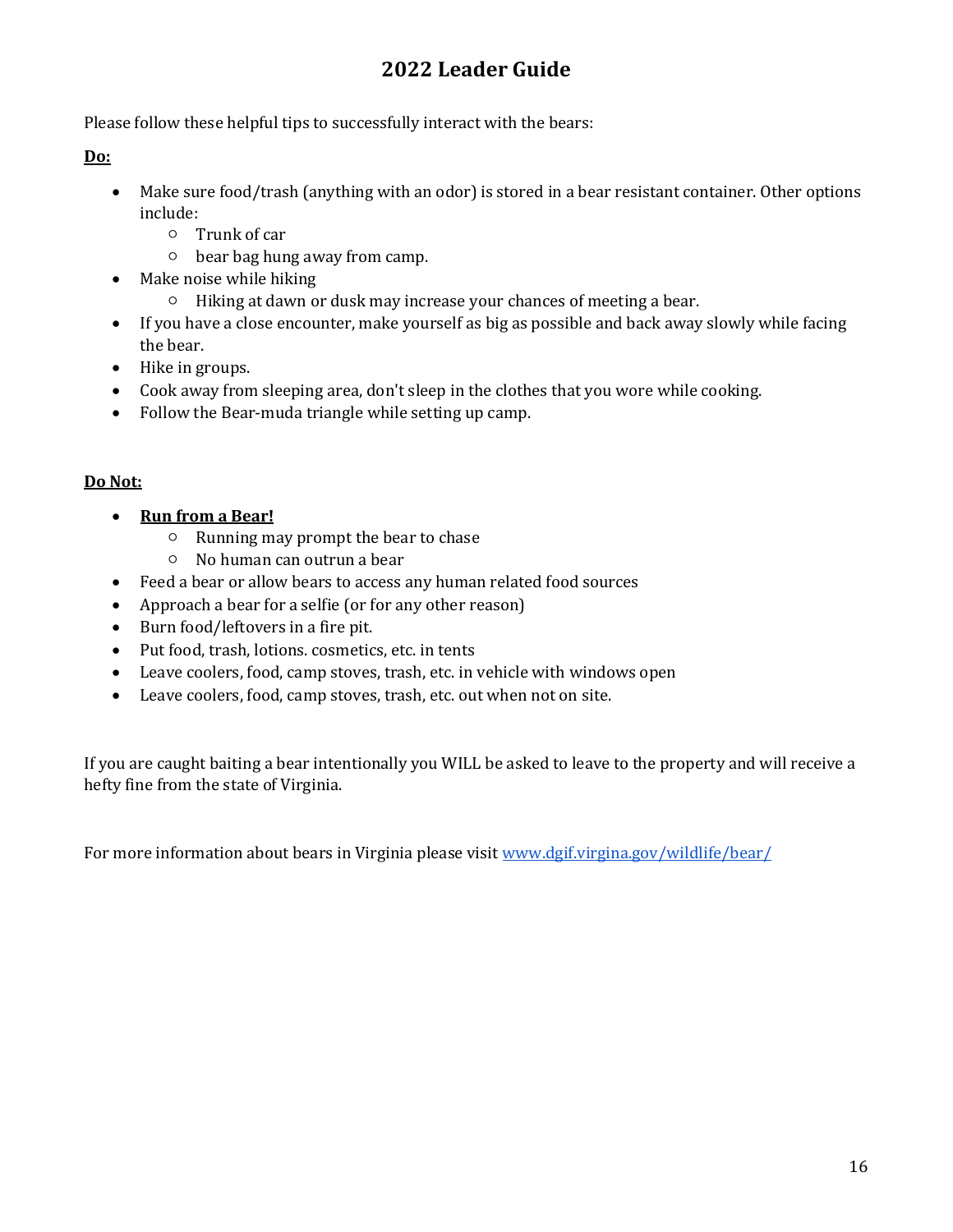# 2022 Leader Guide

Please follow these helpful tips to successfully interact with the bears:

**Do:**

- Make sure food/trash (anything with an odor) is stored in a bear resistant container. Other options include:
  - Trunk of car
  - bear bag hung away from camp.
- Make noise while hiking
  - Hiking at dawn or dusk may increase your chances of meeting a bear.
- If you have a close encounter, make yourself as big as possible and back away slowly while facing the bear.
- Hike in groups.
- Cook away from sleeping area, don't sleep in the clothes that you wore while cooking.
- Follow the Bear-muda triangle while setting up camp.

**Do Not:**

- **Run from a Bear!**
  - Running may prompt the bear to chase
  - No human can outrun a bear
- Feed a bear or allow bears to access any human related food sources
- Approach a bear for a selfie (or for any other reason)
- Burn food/leftovers in a fire pit.
- Put food, trash, lotions. cosmetics, etc. in tents
- Leave coolers, food, camp stoves, trash, etc. in vehicle with windows open
- Leave coolers, food, camp stoves, trash, etc. out when not on site.

If you are caught baiting a bear intentionally you WILL be asked to leave to the property and will receive a hefty fine from the state of Virginia.

For more information about bears in Virginia please visit www.dgif.virgina.gov/wildlife/bear/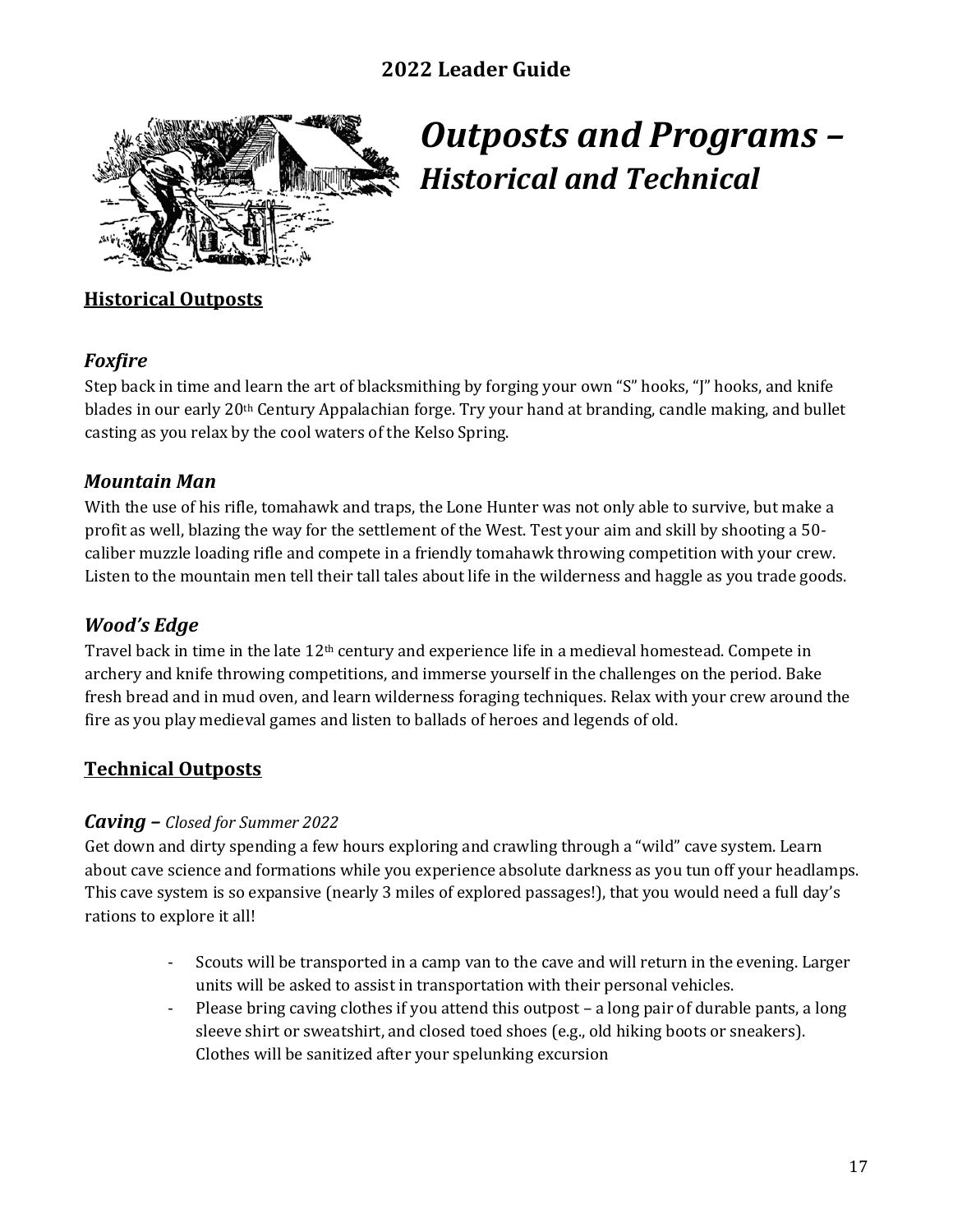# Outposts and Programs – *Historical and Technical*

## Historical Outposts

### *Foxfire*

Step back in time and learn the art of blacksmithing by forging your own "S" hooks, "J" hooks, and knife blades in our early 20th Century Appalachian forge. Try your hand at branding, candle making, and bullet casting as you relax by the cool waters of the Kelso Spring.

### *Mountain Man*

With the use of his rifle, tomahawk and traps, the Lone Hunter was not only able to survive, but make a profit as well, blazing the way for the settlement of the West. Test your aim and skill by shooting a 50-caliber muzzle loading rifle and compete in a friendly tomahawk throwing competition with your crew. Listen to the mountain men tell their tall tales about life in the wilderness and haggle as you trade goods.

### *Wood's Edge*

Travel back in time in the late 12th century and experience life in a medieval homestead. Compete in archery and knife throwing competitions, and immerse yourself in the challenges on the period. Bake fresh bread and in mud oven, and learn wilderness foraging techniques. Relax with your crew around the fire as you play medieval games and listen to ballads of heroes and legends of old.

## Technical Outposts

### *Caving – Closed for Summer 2022*

Get down and dirty spending a few hours exploring and crawling through a "wild" cave system. Learn about cave science and formations while you experience absolute darkness as you tun off your headlamps. This cave system is so expansive (nearly 3 miles of explored passages!), that you would need a full day's rations to explore it all!

- Scouts will be transported in a camp van to the cave and will return in the evening. Larger units will be asked to assist in transportation with their personal vehicles.
- Please bring caving clothes if you attend this outpost – a long pair of durable pants, a long sleeve shirt or sweatshirt, and closed toed shoes (e.g., old hiking boots or sneakers). Clothes will be sanitized after your spelunking excursion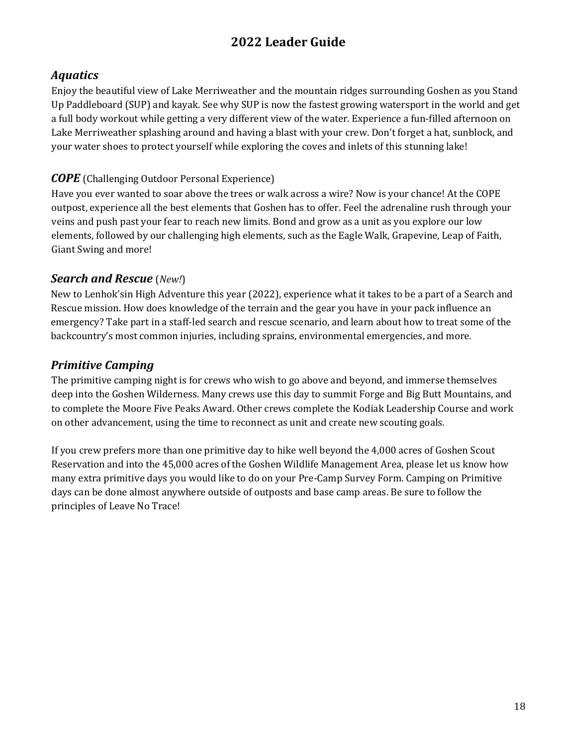## *Aquatics*

Enjoy the beautiful view of Lake Merriweather and the mountain ridges surrounding Goshen as you Stand Up Paddleboard (SUP) and kayak. See why SUP is now the fastest growing watersport in the world and get a full body workout while getting a very different view of the water. Experience a fun-filled afternoon on Lake Merriweather splashing around and having a blast with your crew. Don't forget a hat, sunblock, and your water shoes to protect yourself while exploring the coves and inlets of this stunning lake!

## ***COPE*** (Challenging Outdoor Personal Experience)

Have you ever wanted to soar above the trees or walk across a wire? Now is your chance! At the COPE outpost, experience all the best elements that Goshen has to offer. Feel the adrenaline rush through your veins and push past your fear to reach new limits. Bond and grow as a unit as you explore our low elements, followed by our challenging high elements, such as the Eagle Walk, Grapevine, Leap of Faith, Giant Swing and more!

## ***Search and Rescue*** (*New!*)

New to Lenhok'sin High Adventure this year (2022), experience what it takes to be a part of a Search and Rescue mission. How does knowledge of the terrain and the gear you have in your pack influence an emergency? Take part in a staff-led search and rescue scenario, and learn about how to treat some of the backcountry's most common injuries, including sprains, environmental emergencies, and more.

## *Primitive Camping*

The primitive camping night is for crews who wish to go above and beyond, and immerse themselves deep into the Goshen Wilderness. Many crews use this day to summit Forge and Big Butt Mountains, and to complete the Moore Five Peaks Award. Other crews complete the Kodiak Leadership Course and work on other advancement, using the time to reconnect as unit and create new scouting goals.

If you crew prefers more than one primitive day to hike well beyond the 4,000 acres of Goshen Scout Reservation and into the 45,000 acres of the Goshen Wildlife Management Area, please let us know how many extra primitive days you would like to do on your Pre-Camp Survey Form. Camping on Primitive days can be done almost anywhere outside of outposts and base camp areas. Be sure to follow the principles of Leave No Trace!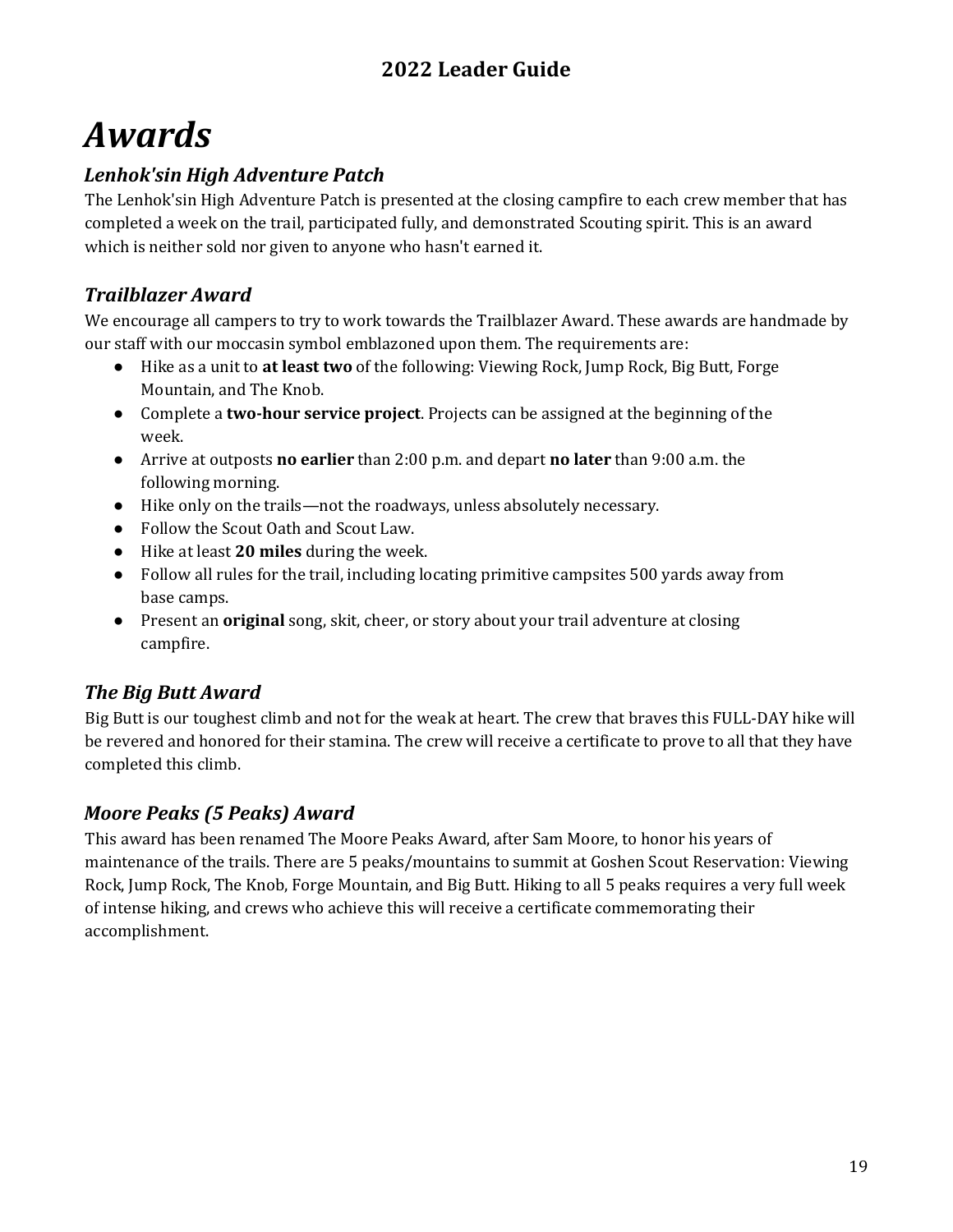# Awards

## Lenhok'sin High Adventure Patch

The Lenhok'sin High Adventure Patch is presented at the closing campfire to each crew member that has completed a week on the trail, participated fully, and demonstrated Scouting spirit. This is an award which is neither sold nor given to anyone who hasn't earned it.

## Trailblazer Award

We encourage all campers to try to work towards the Trailblazer Award. These awards are handmade by our staff with our moccasin symbol emblazoned upon them. The requirements are:

- Hike as a unit to **at least two** of the following: Viewing Rock, Jump Rock, Big Butt, Forge Mountain, and The Knob.
- Complete a **two-hour service project**. Projects can be assigned at the beginning of the week.
- Arrive at outposts **no earlier** than 2:00 p.m. and depart **no later** than 9:00 a.m. the following morning.
- Hike only on the trails—not the roadways, unless absolutely necessary.
- Follow the Scout Oath and Scout Law.
- Hike at least **20 miles** during the week.
- Follow all rules for the trail, including locating primitive campsites 500 yards away from base camps.
- Present an **original** song, skit, cheer, or story about your trail adventure at closing campfire.

## The Big Butt Award

Big Butt is our toughest climb and not for the weak at heart. The crew that braves this FULL-DAY hike will be revered and honored for their stamina. The crew will receive a certificate to prove to all that they have completed this climb.

## Moore Peaks (5 Peaks) Award

This award has been renamed The Moore Peaks Award, after Sam Moore, to honor his years of maintenance of the trails. There are 5 peaks/mountains to summit at Goshen Scout Reservation: Viewing Rock, Jump Rock, The Knob, Forge Mountain, and Big Butt. Hiking to all 5 peaks requires a very full week of intense hiking, and crews who achieve this will receive a certificate commemorating their accomplishment.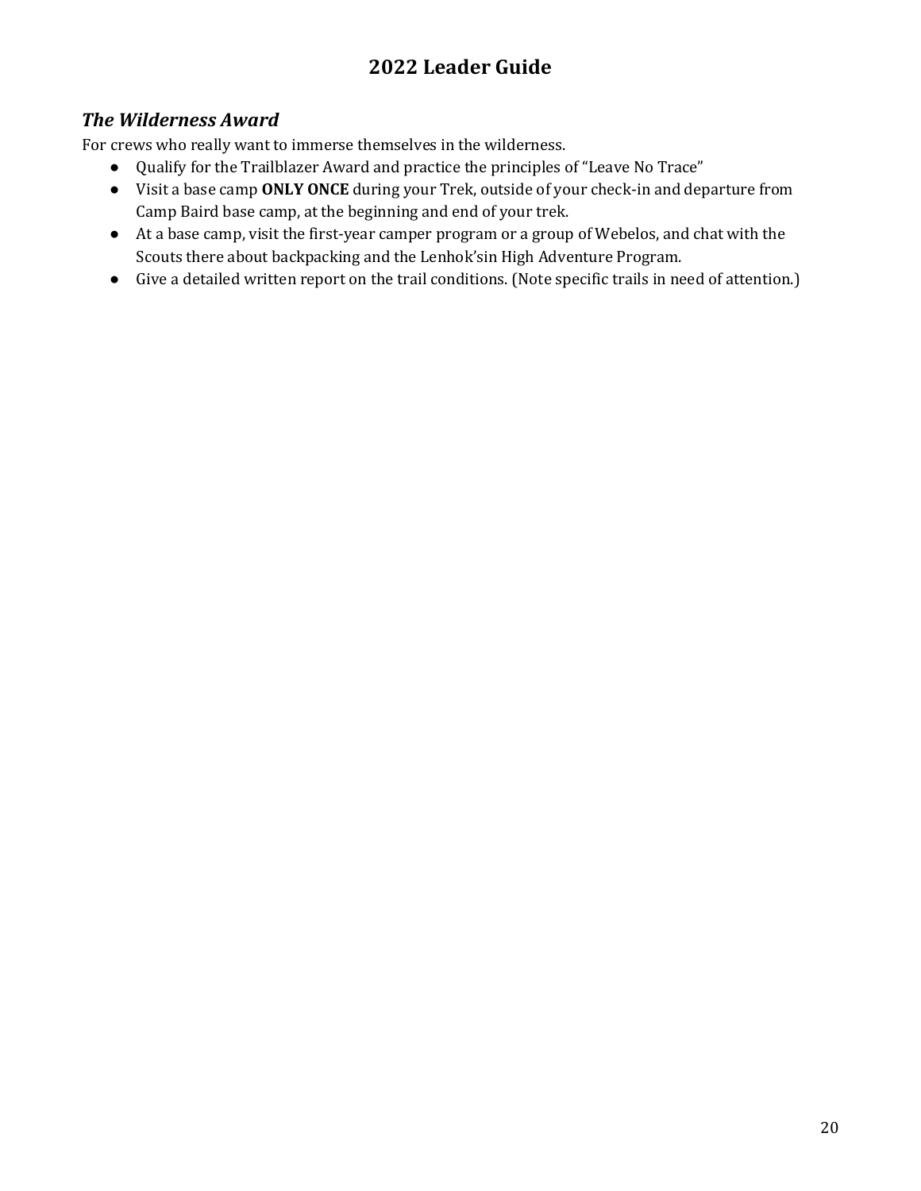### *The Wilderness Award*

For crews who really want to immerse themselves in the wilderness.

- Qualify for the Trailblazer Award and practice the principles of "Leave No Trace"
- Visit a base camp **ONLY ONCE** during your Trek, outside of your check-in and departure from Camp Baird base camp, at the beginning and end of your trek.
- At a base camp, visit the first-year camper program or a group of Webelos, and chat with the Scouts there about backpacking and the Lenhok'sin High Adventure Program.
- Give a detailed written report on the trail conditions. (Note specific trails in need of attention.)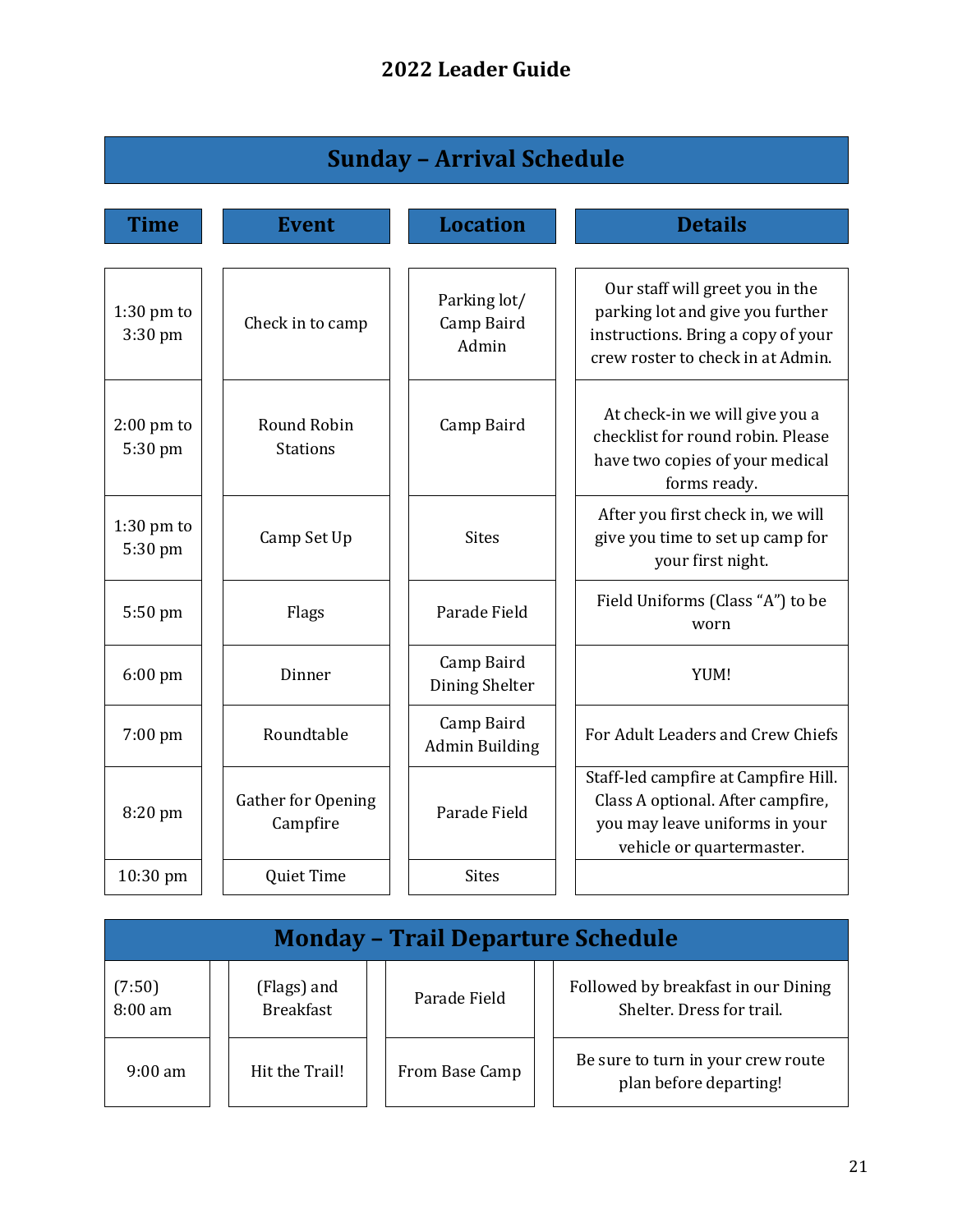## Sunday – Arrival Schedule

| Time | Event | Location | Details |
|---|---|---|---|
| 1:30 pm to 3:30 pm | Check in to camp | Parking lot/ Camp Baird Admin | Our staff will greet you in the parking lot and give you further instructions. Bring a copy of your crew roster to check in at Admin. |
| 2:00 pm to 5:30 pm | Round Robin Stations | Camp Baird | At check-in we will give you a checklist for round robin. Please have two copies of your medical forms ready. |
| 1:30 pm to 5:30 pm | Camp Set Up | Sites | After you first check in, we will give you time to set up camp for your first night. |
| 5:50 pm | Flags | Parade Field | Field Uniforms (Class "A") to be worn |
| 6:00 pm | Dinner | Camp Baird Dining Shelter | YUM! |
| 7:00 pm | Roundtable | Camp Baird Admin Building | For Adult Leaders and Crew Chiefs |
| 8:20 pm | Gather for Opening Campfire | Parade Field | Staff-led campfire at Campfire Hill. Class A optional. After campfire, you may leave uniforms in your vehicle or quartermaster. |
| 10:30 pm | Quiet Time | Sites | |

## Monday – Trail Departure Schedule

| Time | Event | Location | Details |
|---|---|---|---|
| (7:50) 8:00 am | (Flags) and Breakfast | Parade Field | Followed by breakfast in our Dining Shelter. Dress for trail. |
| 9:00 am | Hit the Trail! | From Base Camp | Be sure to turn in your crew route plan before departing! |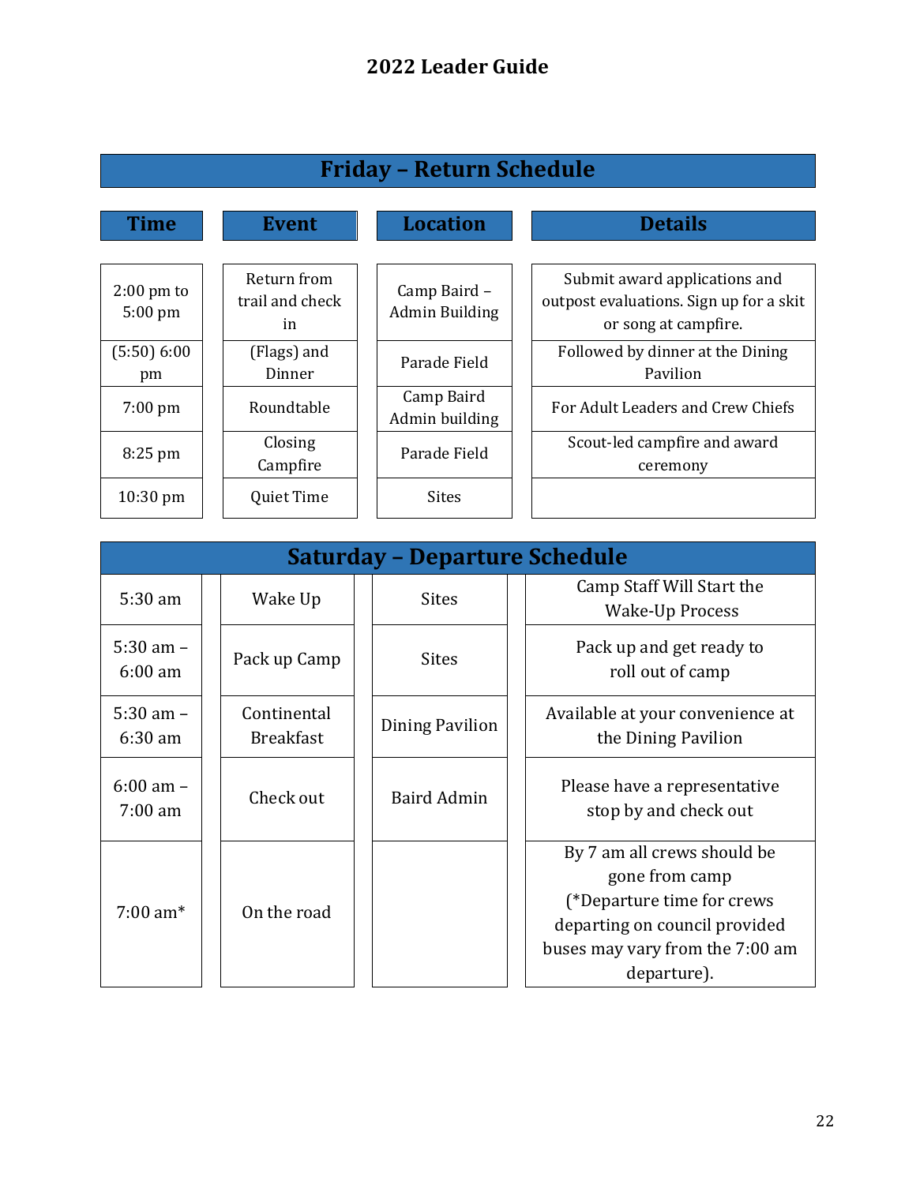## Friday – Return Schedule

| Time | Event | Location | Details |
|---|---|---|---|
| 2:00 pm to 5:00 pm | Return from trail and check in | Camp Baird – Admin Building | Submit award applications and outpost evaluations. Sign up for a skit or song at campfire. |
| (5:50) 6:00 pm | (Flags) and Dinner | Parade Field | Followed by dinner at the Dining Pavilion |
| 7:00 pm | Roundtable | Camp Baird Admin building | For Adult Leaders and Crew Chiefs |
| 8:25 pm | Closing Campfire | Parade Field | Scout-led campfire and award ceremony |
| 10:30 pm | Quiet Time | Sites | |

## Saturday – Departure Schedule

| Time | Event | Location | Details |
|---|---|---|---|
| 5:30 am | Wake Up | Sites | Camp Staff Will Start the Wake-Up Process |
| 5:30 am – 6:00 am | Pack up Camp | Sites | Pack up and get ready to roll out of camp |
| 5:30 am – 6:30 am | Continental Breakfast | Dining Pavilion | Available at your convenience at the Dining Pavilion |
| 6:00 am – 7:00 am | Check out | Baird Admin | Please have a representative stop by and check out |
| 7:00 am* | On the road | | By 7 am all crews should be gone from camp (*Departure time for crews departing on council provided buses may vary from the 7:00 am departure). |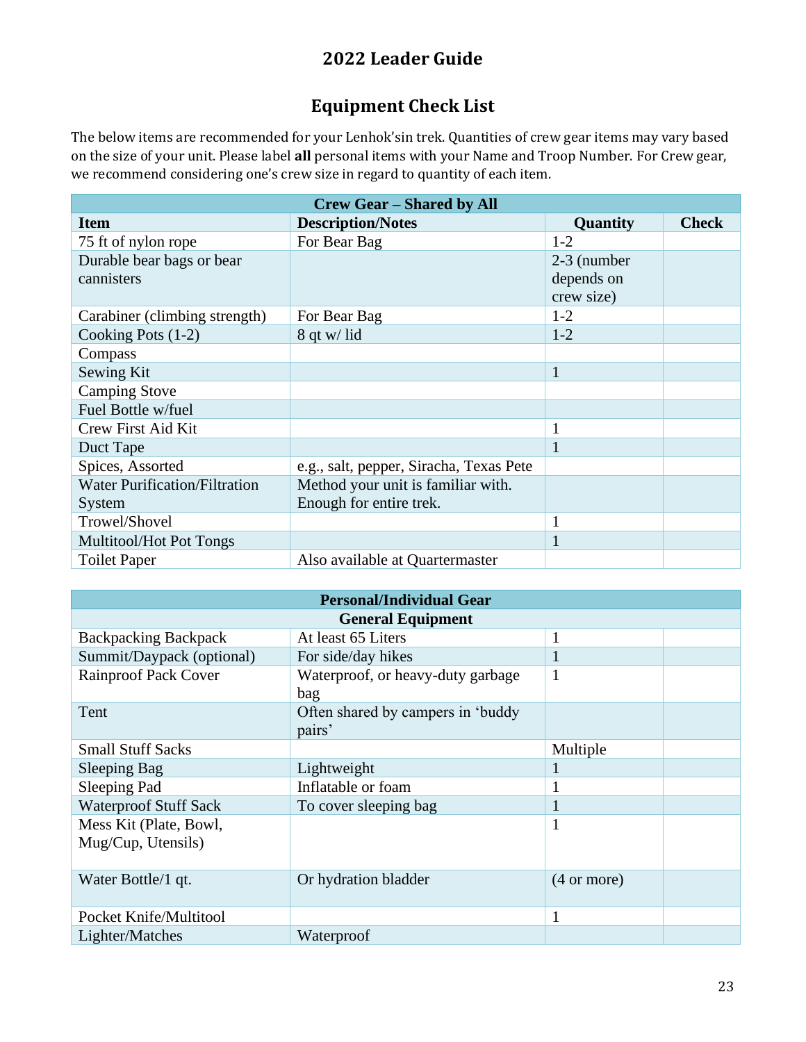# 2022 Leader Guide

## Equipment Check List

The below items are recommended for your Lenhok'sin trek. Quantities of crew gear items may vary based on the size of your unit. Please label **all** personal items with your Name and Troop Number. For Crew gear, we recommend considering one's crew size in regard to quantity of each item.

| Crew Gear – Shared by All | | | |
|---|---|---|---|
| **Item** | **Description/Notes** | **Quantity** | **Check** |
| 75 ft of nylon rope | For Bear Bag | 1-2 | |
| Durable bear bags or bear cannisters | | 2-3 (number depends on crew size) | |
| Carabiner (climbing strength) | For Bear Bag | 1-2 | |
| Cooking Pots (1-2) | 8 qt w/ lid | 1-2 | |
| Compass | | | |
| Sewing Kit | | 1 | |
| Camping Stove | | | |
| Fuel Bottle w/fuel | | | |
| Crew First Aid Kit | | 1 | |
| Duct Tape | | 1 | |
| Spices, Assorted | e.g., salt, pepper, Siracha, Texas Pete | | |
| Water Purification/Filtration System | Method your unit is familiar with. Enough for entire trek. | | |
| Trowel/Shovel | | 1 | |
| Multitool/Hot Pot Tongs | | 1 | |
| Toilet Paper | Also available at Quartermaster | | |

| Personal/Individual Gear | | | |
|---|---|---|---|
| **General Equipment** | | | |
| Backpacking Backpack | At least 65 Liters | 1 | |
| Summit/Daypack (optional) | For side/day hikes | 1 | |
| Rainproof Pack Cover | Waterproof, or heavy-duty garbage bag | 1 | |
| Tent | Often shared by campers in 'buddy pairs' | | |
| Small Stuff Sacks | | Multiple | |
| Sleeping Bag | Lightweight | 1 | |
| Sleeping Pad | Inflatable or foam | 1 | |
| Waterproof Stuff Sack | To cover sleeping bag | 1 | |
| Mess Kit (Plate, Bowl, Mug/Cup, Utensils) | | 1 | |
| Water Bottle/1 qt. | Or hydration bladder | (4 or more) | |
| Pocket Knife/Multitool | | 1 | |
| Lighter/Matches | Waterproof | | |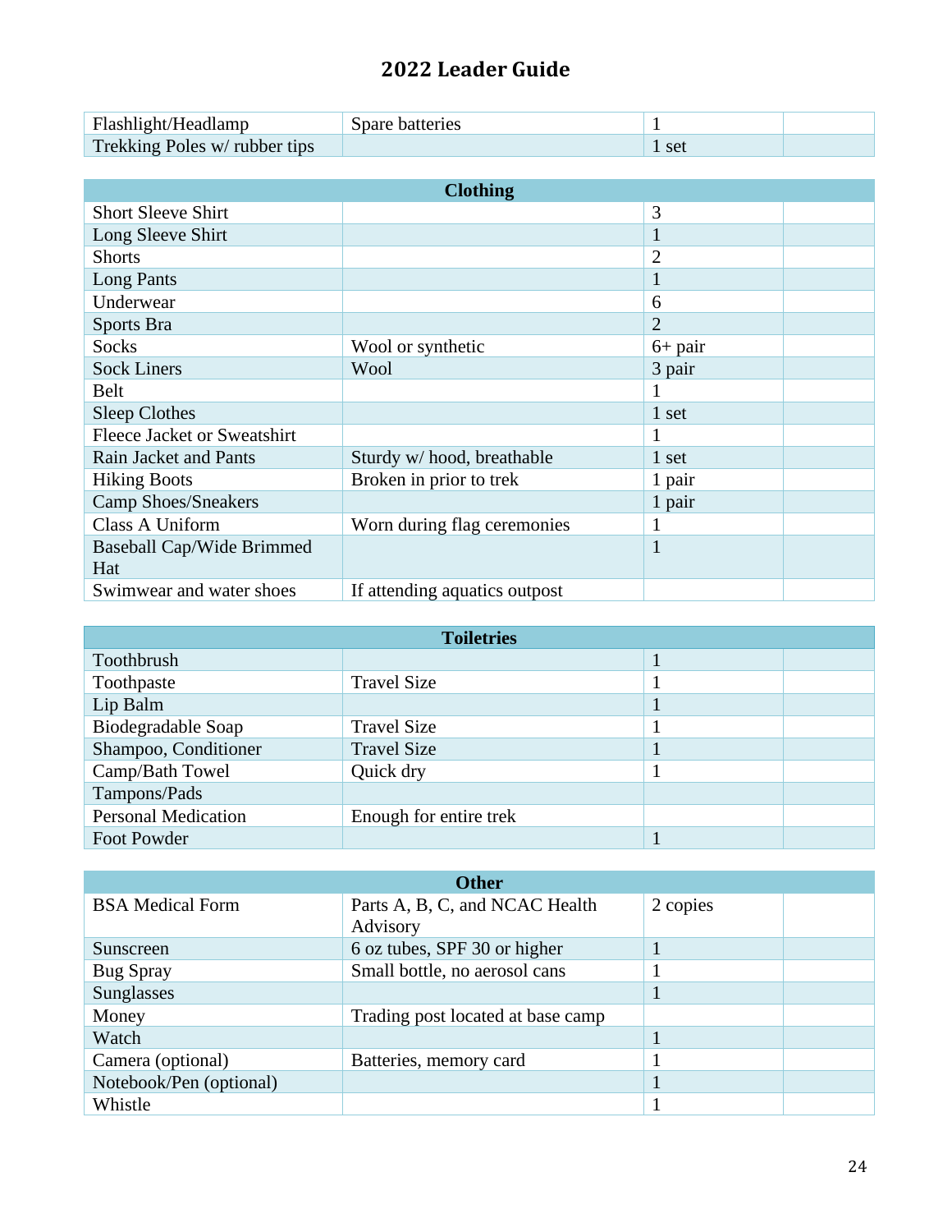| | | | |
|---|---|---|---|
| Flashlight/Headlamp | Spare batteries | 1 | |
| Trekking Poles w/ rubber tips | | 1 set | |

| Clothing | | | |
|---|---|---|---|
| Short Sleeve Shirt | | 3 | |
| Long Sleeve Shirt | | 1 | |
| Shorts | | 2 | |
| Long Pants | | 1 | |
| Underwear | | 6 | |
| Sports Bra | | 2 | |
| Socks | Wool or synthetic | 6+ pair | |
| Sock Liners | Wool | 3 pair | |
| Belt | | 1 | |
| Sleep Clothes | | 1 set | |
| Fleece Jacket or Sweatshirt | | 1 | |
| Rain Jacket and Pants | Sturdy w/ hood, breathable | 1 set | |
| Hiking Boots | Broken in prior to trek | 1 pair | |
| Camp Shoes/Sneakers | | 1 pair | |
| Class A Uniform | Worn during flag ceremonies | 1 | |
| Baseball Cap/Wide Brimmed Hat | | 1 | |
| Swimwear and water shoes | If attending aquatics outpost | | |

| Toiletries | | | |
|---|---|---|---|
| Toothbrush | | 1 | |
| Toothpaste | Travel Size | 1 | |
| Lip Balm | | 1 | |
| Biodegradable Soap | Travel Size | 1 | |
| Shampoo, Conditioner | Travel Size | 1 | |
| Camp/Bath Towel | Quick dry | 1 | |
| Tampons/Pads | | | |
| Personal Medication | Enough for entire trek | | |
| Foot Powder | | 1 | |

| Other | | | |
|---|---|---|---|
| BSA Medical Form | Parts A, B, C, and NCAC Health Advisory | 2 copies | |
| Sunscreen | 6 oz tubes, SPF 30 or higher | 1 | |
| Bug Spray | Small bottle, no aerosol cans | 1 | |
| Sunglasses | | 1 | |
| Money | Trading post located at base camp | | |
| Watch | | 1 | |
| Camera (optional) | Batteries, memory card | 1 | |
| Notebook/Pen (optional) | | 1 | |
| Whistle | | 1 | |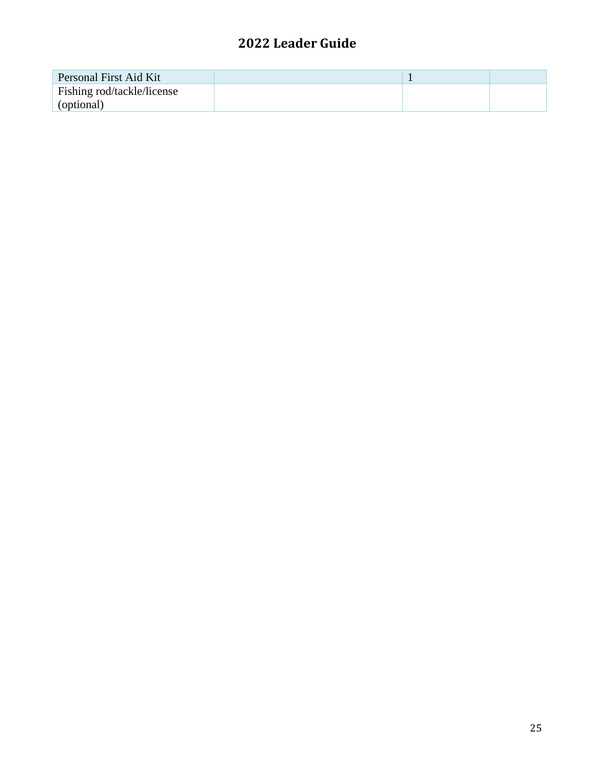| | | | |
|---|---|---|---|
| Personal First Aid Kit | | 1 | |
| Fishing rod/tackle/license (optional) | | | |